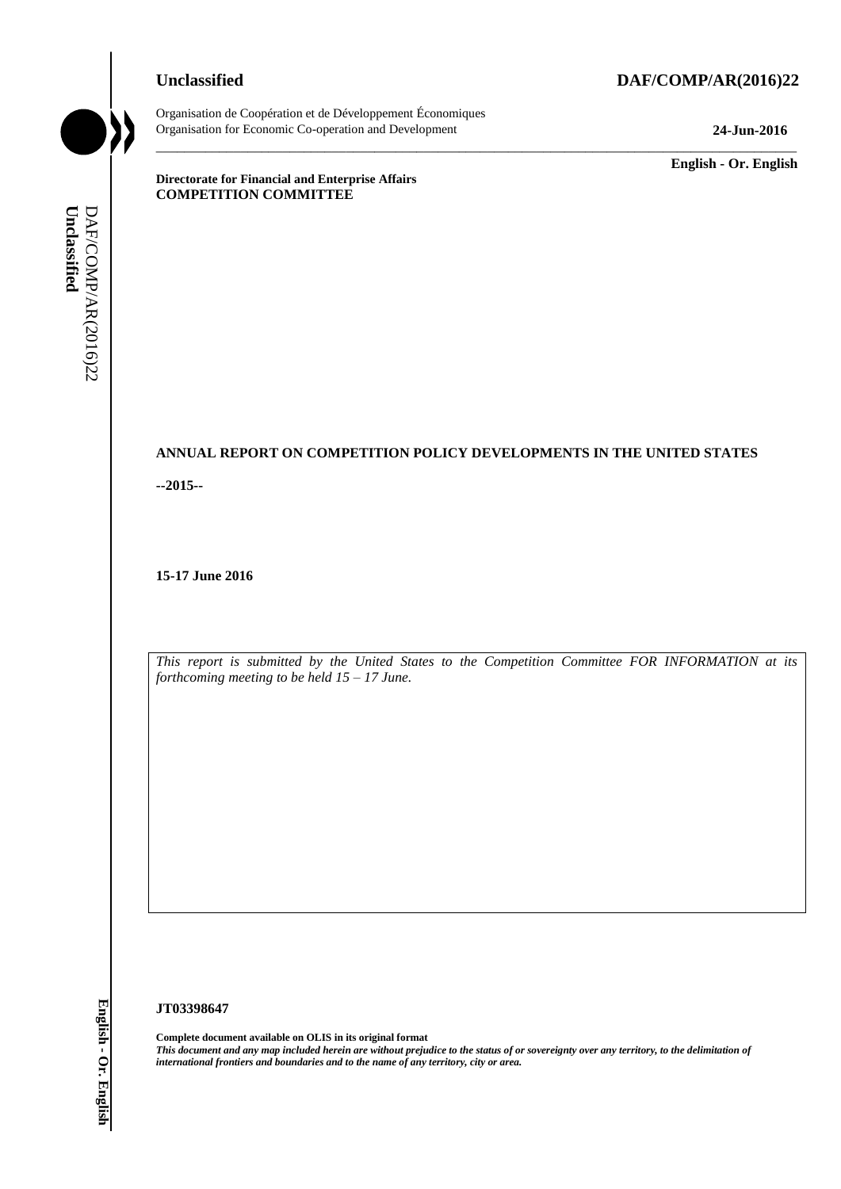**Unclassified** **DAF/COMP/AR(2016)22**

Organisation de Coopération et de Développement Économiques
Organisation for Economic Co-operation and Development **24-Jun-2016**

**English - Or. English**

**Directorate for Financial and Enterprise Affairs**
**COMPETITION COMMITTEE**

**ANNUAL REPORT ON COMPETITION POLICY DEVELOPMENTS IN THE UNITED STATES**

**--2015--**

**15-17 June 2016**

*This report is submitted by the United States to the Competition Committee FOR INFORMATION at its forthcoming meeting to be held 15 – 17 June.*

**JT03398647**

**Complete document available on OLIS in its original format**
***This document and any map included herein are without prejudice to the status of or sovereignty over any territory, to the delimitation of international frontiers and boundaries and to the name of any territory, city or area.***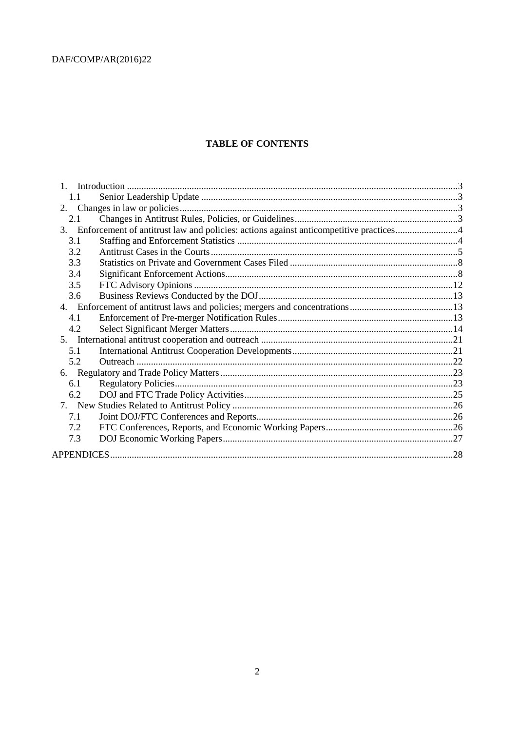**TABLE OF CONTENTS**

1. Introduction ....3
   - 1.1 Senior Leadership Update ....3
2. Changes in law or policies ....3
   - 2.1 Changes in Antitrust Rules, Policies, or Guidelines ....3
3. Enforcement of antitrust law and policies: actions against anticompetitive practices ....4
   - 3.1 Staffing and Enforcement Statistics ....4
   - 3.2 Antitrust Cases in the Courts ....5
   - 3.3 Statistics on Private and Government Cases Filed ....8
   - 3.4 Significant Enforcement Actions ....8
   - 3.5 FTC Advisory Opinions ....12
   - 3.6 Business Reviews Conducted by the DOJ ....13
4. Enforcement of antitrust laws and policies; mergers and concentrations ....13
   - 4.1 Enforcement of Pre-merger Notification Rules ....13
   - 4.2 Select Significant Merger Matters ....14
5. International antitrust cooperation and outreach ....21
   - 5.1 International Antitrust Cooperation Developments ....21
   - 5.2 Outreach ....22
6. Regulatory and Trade Policy Matters ....23
   - 6.1 Regulatory Policies ....23
   - 6.2 DOJ and FTC Trade Policy Activities ....25
7. New Studies Related to Antitrust Policy ....26
   - 7.1 Joint DOJ/FTC Conferences and Reports ....26
   - 7.2 FTC Conferences, Reports, and Economic Working Papers ....26
   - 7.3 DOJ Economic Working Papers ....27

APPENDICES ....28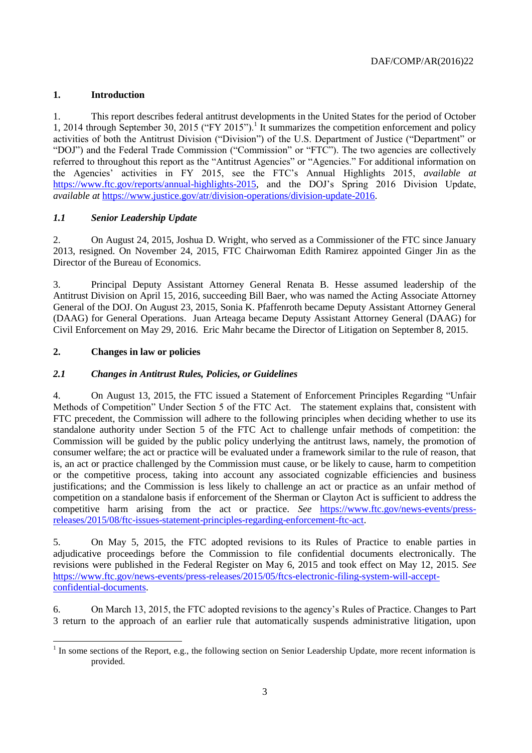## 1. Introduction

1. This report describes federal antitrust developments in the United States for the period of October 1, 2014 through September 30, 2015 ("FY 2015").[1] It summarizes the competition enforcement and policy activities of both the Antitrust Division ("Division") of the U.S. Department of Justice ("Department" or "DOJ") and the Federal Trade Commission ("Commission" or "FTC"). The two agencies are collectively referred to throughout this report as the "Antitrust Agencies" or "Agencies." For additional information on the Agencies' activities in FY 2015, see the FTC's Annual Highlights 2015, *available at* https://www.ftc.gov/reports/annual-highlights-2015, and the DOJ's Spring 2016 Division Update, *available at* https://www.justice.gov/atr/division-operations/division-update-2016.

### *1.1 Senior Leadership Update*

2. On August 24, 2015, Joshua D. Wright, who served as a Commissioner of the FTC since January 2013, resigned. On November 24, 2015, FTC Chairwoman Edith Ramirez appointed Ginger Jin as the Director of the Bureau of Economics.

3. Principal Deputy Assistant Attorney General Renata B. Hesse assumed leadership of the Antitrust Division on April 15, 2016, succeeding Bill Baer, who was named the Acting Associate Attorney General of the DOJ. On August 23, 2015, Sonia K. Pfaffenroth became Deputy Assistant Attorney General (DAAG) for General Operations. Juan Arteaga became Deputy Assistant Attorney General (DAAG) for Civil Enforcement on May 29, 2016. Eric Mahr became the Director of Litigation on September 8, 2015.

## 2. Changes in law or policies

### *2.1 Changes in Antitrust Rules, Policies, or Guidelines*

4. On August 13, 2015, the FTC issued a Statement of Enforcement Principles Regarding "Unfair Methods of Competition" Under Section 5 of the FTC Act. The statement explains that, consistent with FTC precedent, the Commission will adhere to the following principles when deciding whether to use its standalone authority under Section 5 of the FTC Act to challenge unfair methods of competition: the Commission will be guided by the public policy underlying the antitrust laws, namely, the promotion of consumer welfare; the act or practice will be evaluated under a framework similar to the rule of reason, that is, an act or practice challenged by the Commission must cause, or be likely to cause, harm to competition or the competitive process, taking into account any associated cognizable efficiencies and business justifications; and the Commission is less likely to challenge an act or practice as an unfair method of competition on a standalone basis if enforcement of the Sherman or Clayton Act is sufficient to address the competitive harm arising from the act or practice. *See* https://www.ftc.gov/news-events/press-releases/2015/08/ftc-issues-statement-principles-regarding-enforcement-ftc-act.

5. On May 5, 2015, the FTC adopted revisions to its Rules of Practice to enable parties in adjudicative proceedings before the Commission to file confidential documents electronically. The revisions were published in the Federal Register on May 6, 2015 and took effect on May 12, 2015. *See* https://www.ftc.gov/news-events/press-releases/2015/05/ftcs-electronic-filing-system-will-accept-confidential-documents.

6. On March 13, 2015, the FTC adopted revisions to the agency's Rules of Practice. Changes to Part 3 return to the approach of an earlier rule that automatically suspends administrative litigation, upon

[1] In some sections of the Report, e.g., the following section on Senior Leadership Update, more recent information is provided.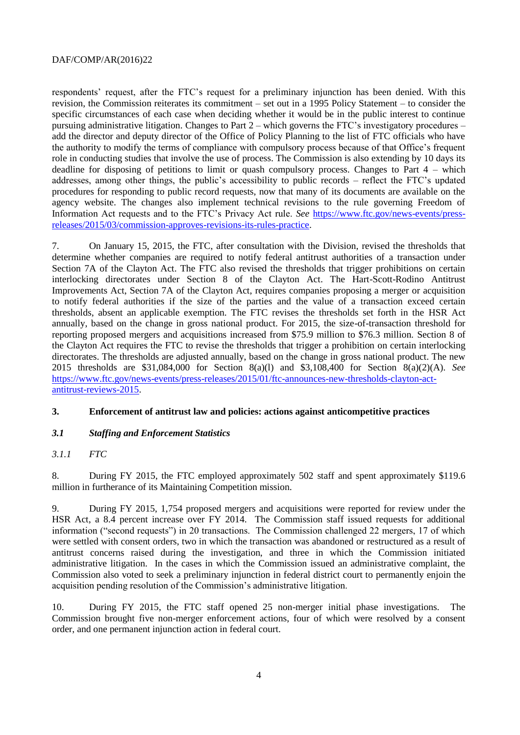respondents' request, after the FTC's request for a preliminary injunction has been denied. With this revision, the Commission reiterates its commitment – set out in a 1995 Policy Statement – to consider the specific circumstances of each case when deciding whether it would be in the public interest to continue pursuing administrative litigation. Changes to Part 2 – which governs the FTC's investigatory procedures – add the director and deputy director of the Office of Policy Planning to the list of FTC officials who have the authority to modify the terms of compliance with compulsory process because of that Office's frequent role in conducting studies that involve the use of process. The Commission is also extending by 10 days its deadline for disposing of petitions to limit or quash compulsory process. Changes to Part 4 – which addresses, among other things, the public's accessibility to public records – reflect the FTC's updated procedures for responding to public record requests, now that many of its documents are available on the agency website. The changes also implement technical revisions to the rule governing Freedom of Information Act requests and to the FTC's Privacy Act rule. *See* https://www.ftc.gov/news-events/press-releases/2015/03/commission-approves-revisions-its-rules-practice.

7. On January 15, 2015, the FTC, after consultation with the Division, revised the thresholds that determine whether companies are required to notify federal antitrust authorities of a transaction under Section 7A of the Clayton Act. The FTC also revised the thresholds that trigger prohibitions on certain interlocking directorates under Section 8 of the Clayton Act. The Hart-Scott-Rodino Antitrust Improvements Act, Section 7A of the Clayton Act, requires companies proposing a merger or acquisition to notify federal authorities if the size of the parties and the value of a transaction exceed certain thresholds, absent an applicable exemption. The FTC revises the thresholds set forth in the HSR Act annually, based on the change in gross national product. For 2015, the size-of-transaction threshold for reporting proposed mergers and acquisitions increased from $75.9 million to $76.3 million. Section 8 of the Clayton Act requires the FTC to revise the thresholds that trigger a prohibition on certain interlocking directorates. The thresholds are adjusted annually, based on the change in gross national product. The new 2015 thresholds are $31,084,000 for Section 8(a)(l) and $3,108,400 for Section 8(a)(2)(A). *See* https://www.ftc.gov/news-events/press-releases/2015/01/ftc-announces-new-thresholds-clayton-act-antitrust-reviews-2015.

## 3. Enforcement of antitrust law and policies: actions against anticompetitive practices

### *3.1 Staffing and Enforcement Statistics*

#### *3.1.1 FTC*

8. During FY 2015, the FTC employed approximately 502 staff and spent approximately $119.6 million in furtherance of its Maintaining Competition mission.

9. During FY 2015, 1,754 proposed mergers and acquisitions were reported for review under the HSR Act, a 8.4 percent increase over FY 2014. The Commission staff issued requests for additional information ("second requests") in 20 transactions. The Commission challenged 22 mergers, 17 of which were settled with consent orders, two in which the transaction was abandoned or restructured as a result of antitrust concerns raised during the investigation, and three in which the Commission initiated administrative litigation. In the cases in which the Commission issued an administrative complaint, the Commission also voted to seek a preliminary injunction in federal district court to permanently enjoin the acquisition pending resolution of the Commission's administrative litigation.

10. During FY 2015, the FTC staff opened 25 non-merger initial phase investigations. The Commission brought five non-merger enforcement actions, four of which were resolved by a consent order, and one permanent injunction action in federal court.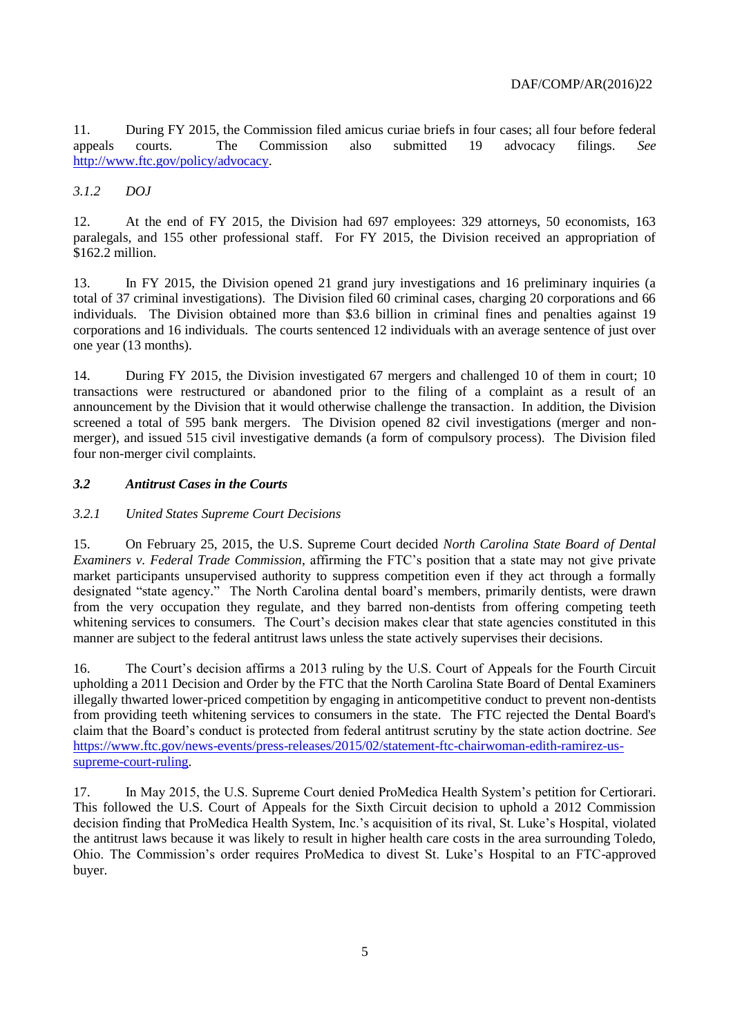11. During FY 2015, the Commission filed amicus curiae briefs in four cases; all four before federal appeals courts. The Commission also submitted 19 advocacy filings. *See* http://www.ftc.gov/policy/advocacy.

#### *3.1.2 DOJ*

12. At the end of FY 2015, the Division had 697 employees: 329 attorneys, 50 economists, 163 paralegals, and 155 other professional staff. For FY 2015, the Division received an appropriation of $162.2 million.

13. In FY 2015, the Division opened 21 grand jury investigations and 16 preliminary inquiries (a total of 37 criminal investigations). The Division filed 60 criminal cases, charging 20 corporations and 66 individuals. The Division obtained more than $3.6 billion in criminal fines and penalties against 19 corporations and 16 individuals. The courts sentenced 12 individuals with an average sentence of just over one year (13 months).

14. During FY 2015, the Division investigated 67 mergers and challenged 10 of them in court; 10 transactions were restructured or abandoned prior to the filing of a complaint as a result of an announcement by the Division that it would otherwise challenge the transaction. In addition, the Division screened a total of 595 bank mergers. The Division opened 82 civil investigations (merger and non-merger), and issued 515 civil investigative demands (a form of compulsory process). The Division filed four non-merger civil complaints.

### ***3.2 Antitrust Cases in the Courts***

#### *3.2.1 United States Supreme Court Decisions*

15. On February 25, 2015, the U.S. Supreme Court decided *North Carolina State Board of Dental Examiners v. Federal Trade Commission*, affirming the FTC's position that a state may not give private market participants unsupervised authority to suppress competition even if they act through a formally designated "state agency." The North Carolina dental board's members, primarily dentists, were drawn from the very occupation they regulate, and they barred non-dentists from offering competing teeth whitening services to consumers. The Court's decision makes clear that state agencies constituted in this manner are subject to the federal antitrust laws unless the state actively supervises their decisions.

16. The Court's decision affirms a 2013 ruling by the U.S. Court of Appeals for the Fourth Circuit upholding a 2011 Decision and Order by the FTC that the North Carolina State Board of Dental Examiners illegally thwarted lower-priced competition by engaging in anticompetitive conduct to prevent non-dentists from providing teeth whitening services to consumers in the state. The FTC rejected the Dental Board's claim that the Board's conduct is protected from federal antitrust scrutiny by the state action doctrine. *See* https://www.ftc.gov/news-events/press-releases/2015/02/statement-ftc-chairwoman-edith-ramirez-us-supreme-court-ruling.

17. In May 2015, the U.S. Supreme Court denied ProMedica Health System's petition for Certiorari. This followed the U.S. Court of Appeals for the Sixth Circuit decision to uphold a 2012 Commission decision finding that ProMedica Health System, Inc.'s acquisition of its rival, St. Luke's Hospital, violated the antitrust laws because it was likely to result in higher health care costs in the area surrounding Toledo, Ohio. The Commission's order requires ProMedica to divest St. Luke's Hospital to an FTC-approved buyer.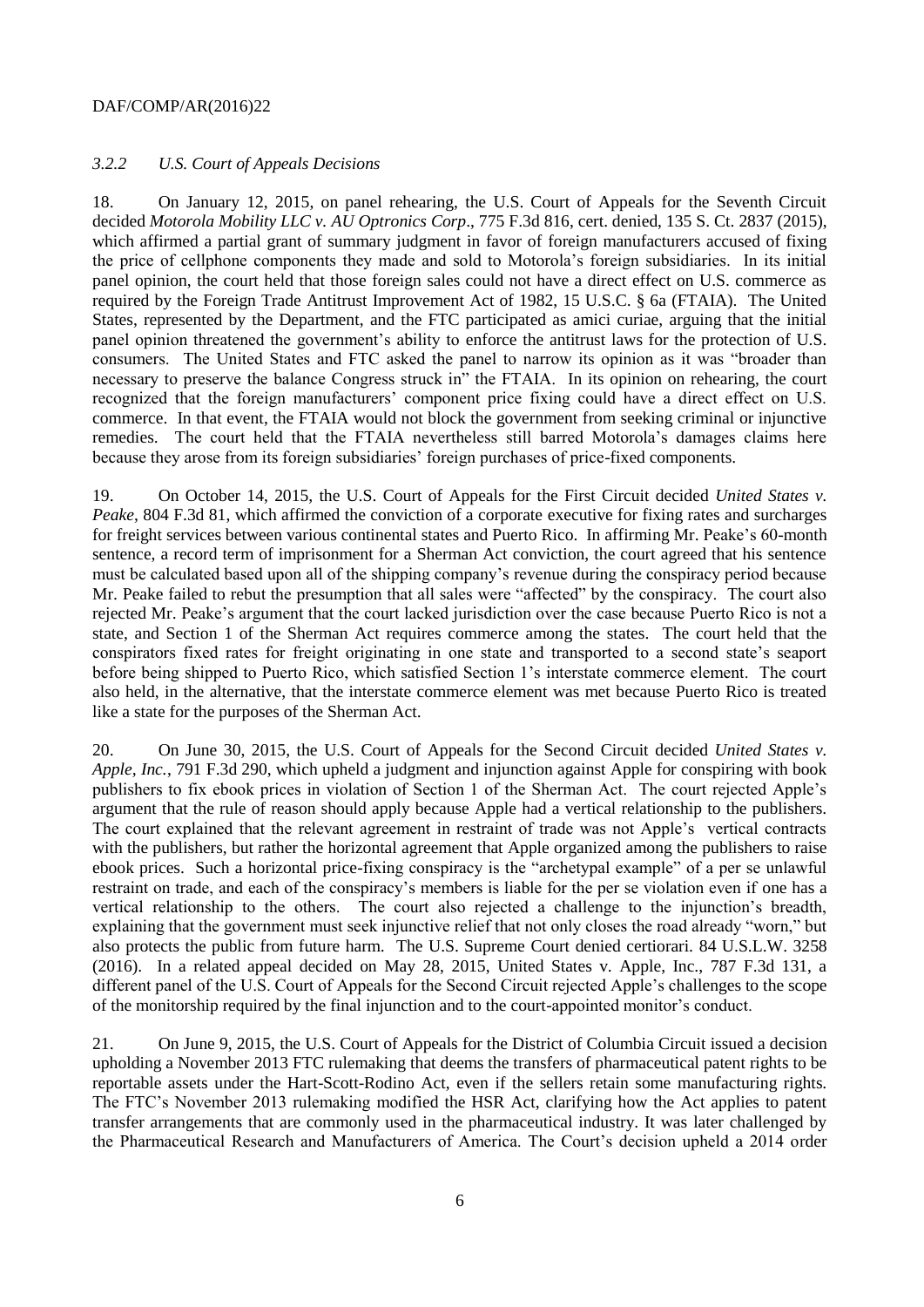### *3.2.2 U.S. Court of Appeals Decisions*

18. On January 12, 2015, on panel rehearing, the U.S. Court of Appeals for the Seventh Circuit decided *Motorola Mobility LLC v. AU Optronics Corp*., 775 F.3d 816, cert. denied, 135 S. Ct. 2837 (2015), which affirmed a partial grant of summary judgment in favor of foreign manufacturers accused of fixing the price of cellphone components they made and sold to Motorola's foreign subsidiaries. In its initial panel opinion, the court held that those foreign sales could not have a direct effect on U.S. commerce as required by the Foreign Trade Antitrust Improvement Act of 1982, 15 U.S.C. § 6a (FTAIA). The United States, represented by the Department, and the FTC participated as amici curiae, arguing that the initial panel opinion threatened the government's ability to enforce the antitrust laws for the protection of U.S. consumers. The United States and FTC asked the panel to narrow its opinion as it was "broader than necessary to preserve the balance Congress struck in" the FTAIA. In its opinion on rehearing, the court recognized that the foreign manufacturers' component price fixing could have a direct effect on U.S. commerce. In that event, the FTAIA would not block the government from seeking criminal or injunctive remedies. The court held that the FTAIA nevertheless still barred Motorola's damages claims here because they arose from its foreign subsidiaries' foreign purchases of price-fixed components.

19. On October 14, 2015, the U.S. Court of Appeals for the First Circuit decided *United States v. Peake*, 804 F.3d 81, which affirmed the conviction of a corporate executive for fixing rates and surcharges for freight services between various continental states and Puerto Rico. In affirming Mr. Peake's 60-month sentence, a record term of imprisonment for a Sherman Act conviction, the court agreed that his sentence must be calculated based upon all of the shipping company's revenue during the conspiracy period because Mr. Peake failed to rebut the presumption that all sales were "affected" by the conspiracy. The court also rejected Mr. Peake's argument that the court lacked jurisdiction over the case because Puerto Rico is not a state, and Section 1 of the Sherman Act requires commerce among the states. The court held that the conspirators fixed rates for freight originating in one state and transported to a second state's seaport before being shipped to Puerto Rico, which satisfied Section 1's interstate commerce element. The court also held, in the alternative, that the interstate commerce element was met because Puerto Rico is treated like a state for the purposes of the Sherman Act.

20. On June 30, 2015, the U.S. Court of Appeals for the Second Circuit decided *United States v. Apple, Inc.*, 791 F.3d 290, which upheld a judgment and injunction against Apple for conspiring with book publishers to fix ebook prices in violation of Section 1 of the Sherman Act. The court rejected Apple's argument that the rule of reason should apply because Apple had a vertical relationship to the publishers. The court explained that the relevant agreement in restraint of trade was not Apple's vertical contracts with the publishers, but rather the horizontal agreement that Apple organized among the publishers to raise ebook prices. Such a horizontal price-fixing conspiracy is the "archetypal example" of a per se unlawful restraint on trade, and each of the conspiracy's members is liable for the per se violation even if one has a vertical relationship to the others. The court also rejected a challenge to the injunction's breadth, explaining that the government must seek injunctive relief that not only closes the road already "worn," but also protects the public from future harm. The U.S. Supreme Court denied certiorari. 84 U.S.L.W. 3258 (2016). In a related appeal decided on May 28, 2015, United States v. Apple, Inc., 787 F.3d 131, a different panel of the U.S. Court of Appeals for the Second Circuit rejected Apple's challenges to the scope of the monitorship required by the final injunction and to the court-appointed monitor's conduct.

21. On June 9, 2015, the U.S. Court of Appeals for the District of Columbia Circuit issued a decision upholding a November 2013 FTC rulemaking that deems the transfers of pharmaceutical patent rights to be reportable assets under the Hart-Scott-Rodino Act, even if the sellers retain some manufacturing rights. The FTC's November 2013 rulemaking modified the HSR Act, clarifying how the Act applies to patent transfer arrangements that are commonly used in the pharmaceutical industry. It was later challenged by the Pharmaceutical Research and Manufacturers of America. The Court's decision upheld a 2014 order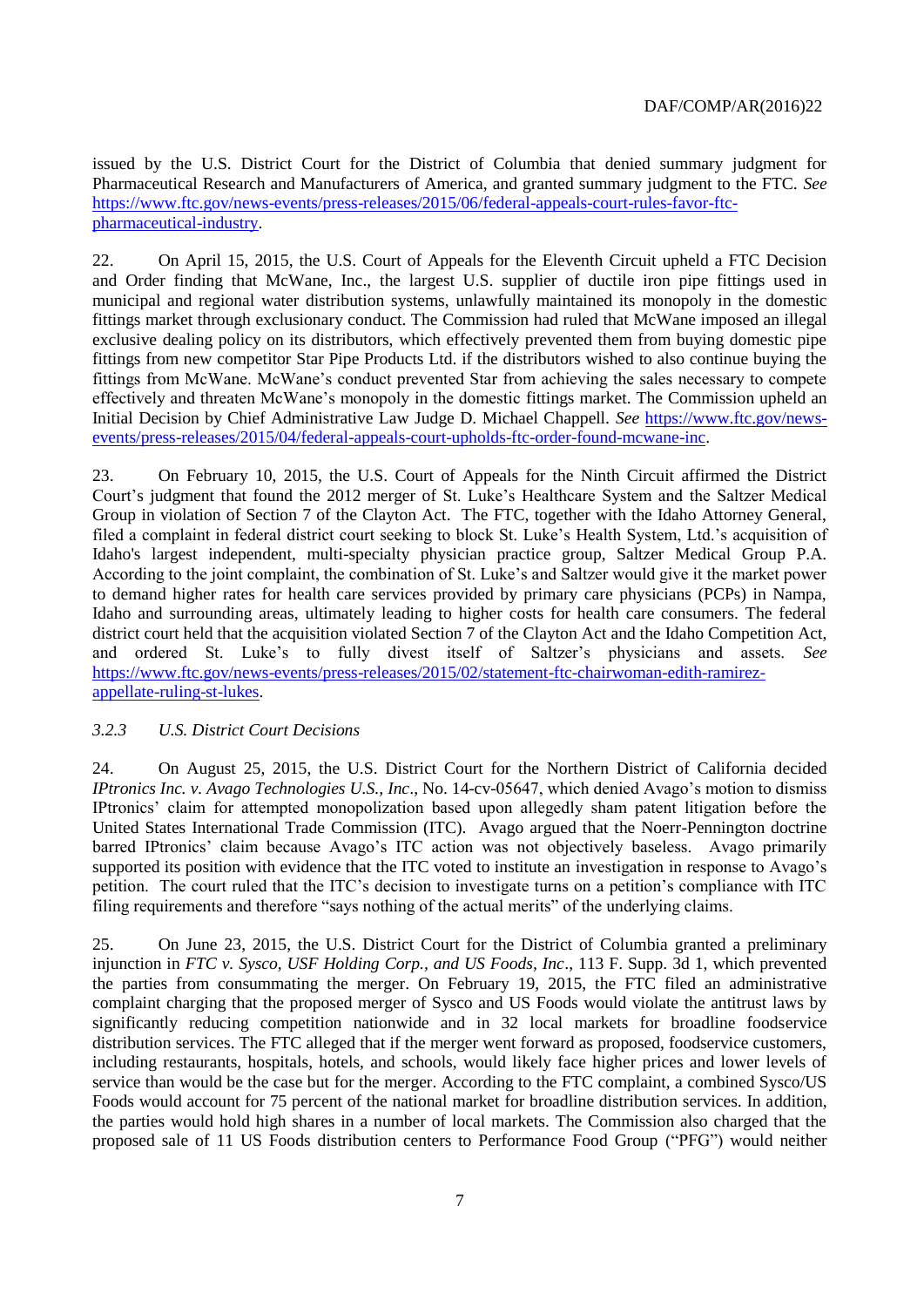issued by the U.S. District Court for the District of Columbia that denied summary judgment for Pharmaceutical Research and Manufacturers of America, and granted summary judgment to the FTC. *See* https://www.ftc.gov/news-events/press-releases/2015/06/federal-appeals-court-rules-favor-ftc-pharmaceutical-industry.

22. On April 15, 2015, the U.S. Court of Appeals for the Eleventh Circuit upheld a FTC Decision and Order finding that McWane, Inc., the largest U.S. supplier of ductile iron pipe fittings used in municipal and regional water distribution systems, unlawfully maintained its monopoly in the domestic fittings market through exclusionary conduct. The Commission had ruled that McWane imposed an illegal exclusive dealing policy on its distributors, which effectively prevented them from buying domestic pipe fittings from new competitor Star Pipe Products Ltd. if the distributors wished to also continue buying the fittings from McWane. McWane's conduct prevented Star from achieving the sales necessary to compete effectively and threaten McWane's monopoly in the domestic fittings market. The Commission upheld an Initial Decision by Chief Administrative Law Judge D. Michael Chappell. *See* https://www.ftc.gov/news-events/press-releases/2015/04/federal-appeals-court-upholds-ftc-order-found-mcwane-inc.

23. On February 10, 2015, the U.S. Court of Appeals for the Ninth Circuit affirmed the District Court's judgment that found the 2012 merger of St. Luke's Healthcare System and the Saltzer Medical Group in violation of Section 7 of the Clayton Act. The FTC, together with the Idaho Attorney General, filed a complaint in federal district court seeking to block St. Luke's Health System, Ltd.'s acquisition of Idaho's largest independent, multi-specialty physician practice group, Saltzer Medical Group P.A. According to the joint complaint, the combination of St. Luke's and Saltzer would give it the market power to demand higher rates for health care services provided by primary care physicians (PCPs) in Nampa, Idaho and surrounding areas, ultimately leading to higher costs for health care consumers. The federal district court held that the acquisition violated Section 7 of the Clayton Act and the Idaho Competition Act, and ordered St. Luke's to fully divest itself of Saltzer's physicians and assets. *See* https://www.ftc.gov/news-events/press-releases/2015/02/statement-ftc-chairwoman-edith-ramirez-appellate-ruling-st-lukes.

### *3.2.3 U.S. District Court Decisions*

24. On August 25, 2015, the U.S. District Court for the Northern District of California decided *IPtronics Inc. v. Avago Technologies U.S., Inc*., No. 14-cv-05647, which denied Avago's motion to dismiss IPtronics' claim for attempted monopolization based upon allegedly sham patent litigation before the United States International Trade Commission (ITC). Avago argued that the Noerr-Pennington doctrine barred IPtronics' claim because Avago's ITC action was not objectively baseless. Avago primarily supported its position with evidence that the ITC voted to institute an investigation in response to Avago's petition. The court ruled that the ITC's decision to investigate turns on a petition's compliance with ITC filing requirements and therefore "says nothing of the actual merits" of the underlying claims.

25. On June 23, 2015, the U.S. District Court for the District of Columbia granted a preliminary injunction in *FTC v. Sysco, USF Holding Corp., and US Foods, Inc*., 113 F. Supp. 3d 1, which prevented the parties from consummating the merger. On February 19, 2015, the FTC filed an administrative complaint charging that the proposed merger of Sysco and US Foods would violate the antitrust laws by significantly reducing competition nationwide and in 32 local markets for broadline foodservice distribution services. The FTC alleged that if the merger went forward as proposed, foodservice customers, including restaurants, hospitals, hotels, and schools, would likely face higher prices and lower levels of service than would be the case but for the merger. According to the FTC complaint, a combined Sysco/US Foods would account for 75 percent of the national market for broadline distribution services. In addition, the parties would hold high shares in a number of local markets. The Commission also charged that the proposed sale of 11 US Foods distribution centers to Performance Food Group ("PFG") would neither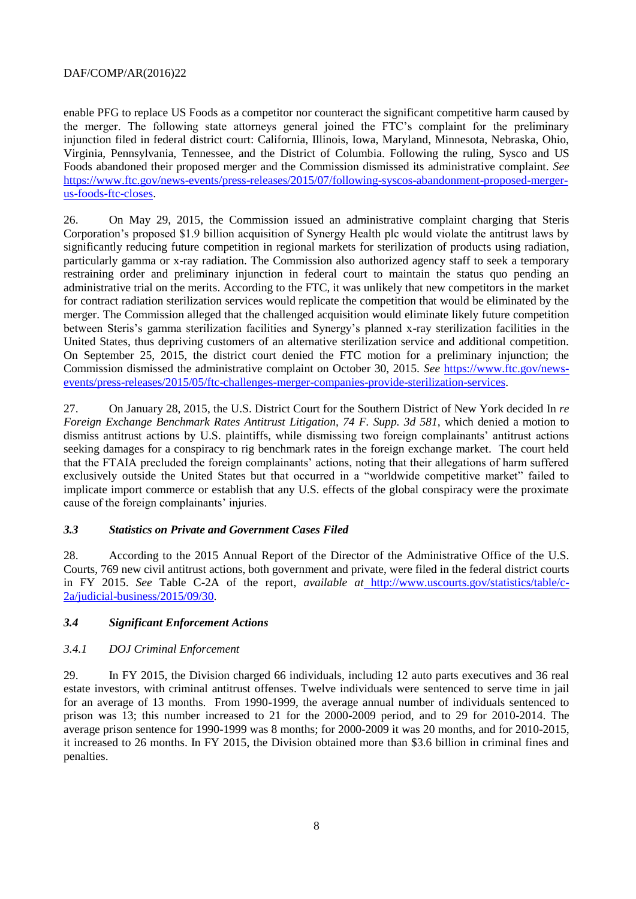enable PFG to replace US Foods as a competitor nor counteract the significant competitive harm caused by the merger. The following state attorneys general joined the FTC's complaint for the preliminary injunction filed in federal district court: California, Illinois, Iowa, Maryland, Minnesota, Nebraska, Ohio, Virginia, Pennsylvania, Tennessee, and the District of Columbia. Following the ruling, Sysco and US Foods abandoned their proposed merger and the Commission dismissed its administrative complaint. *See* https://www.ftc.gov/news-events/press-releases/2015/07/following-syscos-abandonment-proposed-merger-us-foods-ftc-closes.

26. On May 29, 2015, the Commission issued an administrative complaint charging that Steris Corporation's proposed $1.9 billion acquisition of Synergy Health plc would violate the antitrust laws by significantly reducing future competition in regional markets for sterilization of products using radiation, particularly gamma or x-ray radiation. The Commission also authorized agency staff to seek a temporary restraining order and preliminary injunction in federal court to maintain the status quo pending an administrative trial on the merits. According to the FTC, it was unlikely that new competitors in the market for contract radiation sterilization services would replicate the competition that would be eliminated by the merger. The Commission alleged that the challenged acquisition would eliminate likely future competition between Steris's gamma sterilization facilities and Synergy's planned x-ray sterilization facilities in the United States, thus depriving customers of an alternative sterilization service and additional competition. On September 25, 2015, the district court denied the FTC motion for a preliminary injunction; the Commission dismissed the administrative complaint on October 30, 2015. *See* https://www.ftc.gov/news-events/press-releases/2015/05/ftc-challenges-merger-companies-provide-sterilization-services.

27. On January 28, 2015, the U.S. District Court for the Southern District of New York decided In *re Foreign Exchange Benchmark Rates Antitrust Litigation, 74 F. Supp. 3d 581*, which denied a motion to dismiss antitrust actions by U.S. plaintiffs, while dismissing two foreign complainants' antitrust actions seeking damages for a conspiracy to rig benchmark rates in the foreign exchange market. The court held that the FTAIA precluded the foreign complainants' actions, noting that their allegations of harm suffered exclusively outside the United States but that occurred in a "worldwide competitive market" failed to implicate import commerce or establish that any U.S. effects of the global conspiracy were the proximate cause of the foreign complainants' injuries.

### *3.3 Statistics on Private and Government Cases Filed*

28. According to the 2015 Annual Report of the Director of the Administrative Office of the U.S. Courts, 769 new civil antitrust actions, both government and private, were filed in the federal district courts in FY 2015. *See* Table C-2A of the report, *available at* http://www.uscourts.gov/statistics/table/c-2a/judicial-business/2015/09/30.

### *3.4 Significant Enforcement Actions*

#### *3.4.1 DOJ Criminal Enforcement*

29. In FY 2015, the Division charged 66 individuals, including 12 auto parts executives and 36 real estate investors, with criminal antitrust offenses. Twelve individuals were sentenced to serve time in jail for an average of 13 months. From 1990-1999, the average annual number of individuals sentenced to prison was 13; this number increased to 21 for the 2000-2009 period, and to 29 for 2010-2014. The average prison sentence for 1990-1999 was 8 months; for 2000-2009 it was 20 months, and for 2010-2015, it increased to 26 months. In FY 2015, the Division obtained more than $3.6 billion in criminal fines and penalties.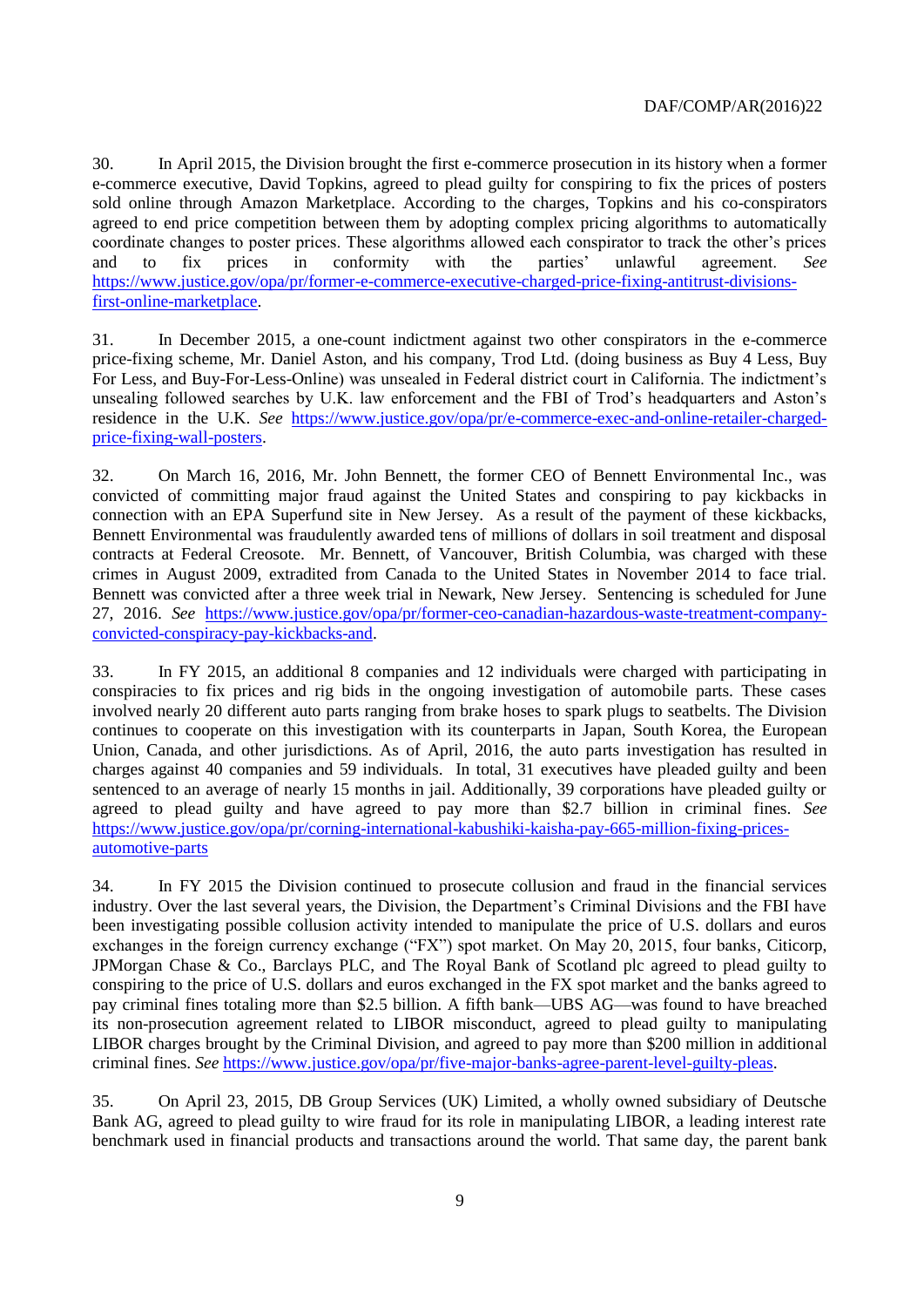30. In April 2015, the Division brought the first e-commerce prosecution in its history when a former e-commerce executive, David Topkins, agreed to plead guilty for conspiring to fix the prices of posters sold online through Amazon Marketplace. According to the charges, Topkins and his co-conspirators agreed to end price competition between them by adopting complex pricing algorithms to automatically coordinate changes to poster prices. These algorithms allowed each conspirator to track the other's prices and to fix prices in conformity with the parties' unlawful agreement. *See* https://www.justice.gov/opa/pr/former-e-commerce-executive-charged-price-fixing-antitrust-divisions-first-online-marketplace.

31. In December 2015, a one-count indictment against two other conspirators in the e-commerce price-fixing scheme, Mr. Daniel Aston, and his company, Trod Ltd. (doing business as Buy 4 Less, Buy For Less, and Buy-For-Less-Online) was unsealed in Federal district court in California. The indictment's unsealing followed searches by U.K. law enforcement and the FBI of Trod's headquarters and Aston's residence in the U.K. *See* https://www.justice.gov/opa/pr/e-commerce-exec-and-online-retailer-charged-price-fixing-wall-posters.

32. On March 16, 2016, Mr. John Bennett, the former CEO of Bennett Environmental Inc., was convicted of committing major fraud against the United States and conspiring to pay kickbacks in connection with an EPA Superfund site in New Jersey. As a result of the payment of these kickbacks, Bennett Environmental was fraudulently awarded tens of millions of dollars in soil treatment and disposal contracts at Federal Creosote. Mr. Bennett, of Vancouver, British Columbia, was charged with these crimes in August 2009, extradited from Canada to the United States in November 2014 to face trial. Bennett was convicted after a three week trial in Newark, New Jersey. Sentencing is scheduled for June 27, 2016. *See* https://www.justice.gov/opa/pr/former-ceo-canadian-hazardous-waste-treatment-company-convicted-conspiracy-pay-kickbacks-and.

33. In FY 2015, an additional 8 companies and 12 individuals were charged with participating in conspiracies to fix prices and rig bids in the ongoing investigation of automobile parts. These cases involved nearly 20 different auto parts ranging from brake hoses to spark plugs to seatbelts. The Division continues to cooperate on this investigation with its counterparts in Japan, South Korea, the European Union, Canada, and other jurisdictions. As of April, 2016, the auto parts investigation has resulted in charges against 40 companies and 59 individuals. In total, 31 executives have pleaded guilty and been sentenced to an average of nearly 15 months in jail. Additionally, 39 corporations have pleaded guilty or agreed to plead guilty and have agreed to pay more than $2.7 billion in criminal fines. *See* https://www.justice.gov/opa/pr/corning-international-kabushiki-kaisha-pay-665-million-fixing-prices-automotive-parts

34. In FY 2015 the Division continued to prosecute collusion and fraud in the financial services industry. Over the last several years, the Division, the Department's Criminal Divisions and the FBI have been investigating possible collusion activity intended to manipulate the price of U.S. dollars and euros exchanges in the foreign currency exchange ("FX") spot market. On May 20, 2015, four banks, Citicorp, JPMorgan Chase & Co., Barclays PLC, and The Royal Bank of Scotland plc agreed to plead guilty to conspiring to the price of U.S. dollars and euros exchanged in the FX spot market and the banks agreed to pay criminal fines totaling more than $2.5 billion. A fifth bank—UBS AG—was found to have breached its non-prosecution agreement related to LIBOR misconduct, agreed to plead guilty to manipulating LIBOR charges brought by the Criminal Division, and agreed to pay more than $200 million in additional criminal fines. *See* https://www.justice.gov/opa/pr/five-major-banks-agree-parent-level-guilty-pleas.

35. On April 23, 2015, DB Group Services (UK) Limited, a wholly owned subsidiary of Deutsche Bank AG, agreed to plead guilty to wire fraud for its role in manipulating LIBOR, a leading interest rate benchmark used in financial products and transactions around the world. That same day, the parent bank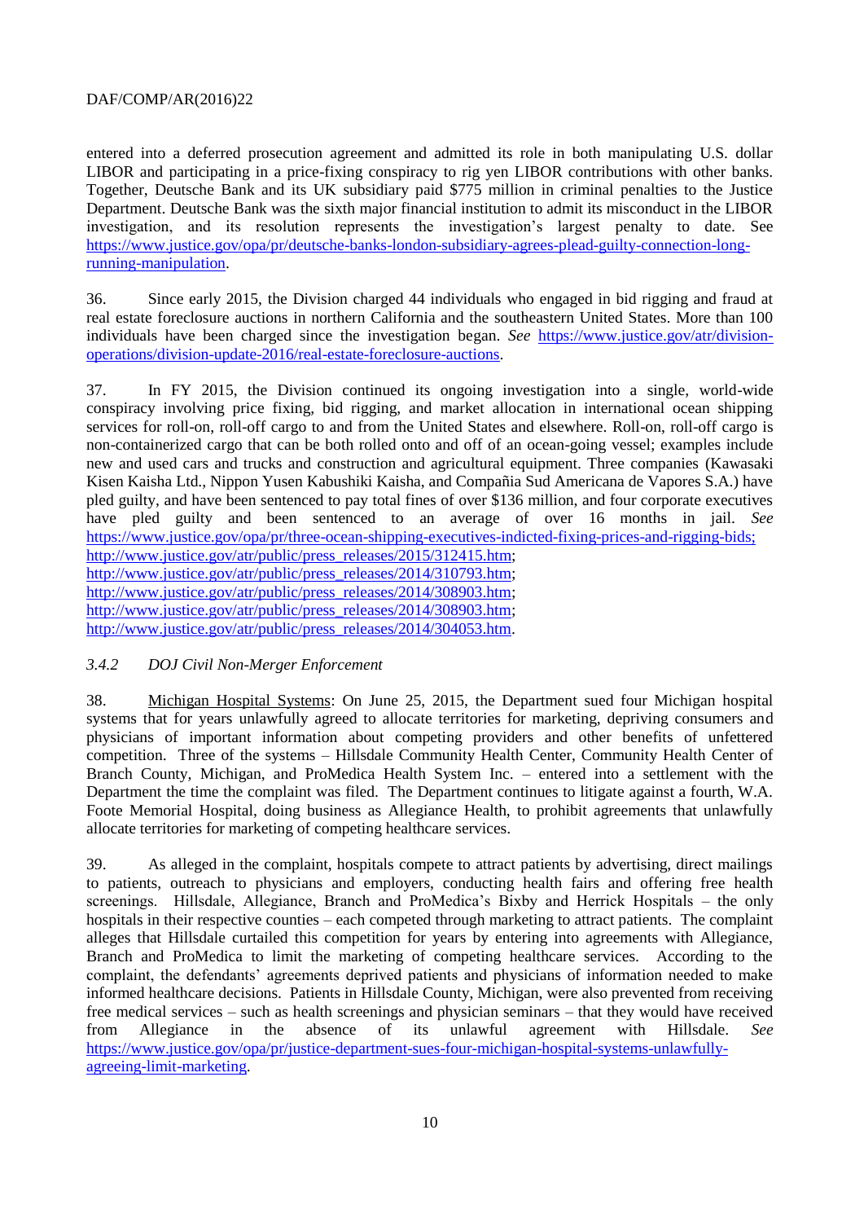entered into a deferred prosecution agreement and admitted its role in both manipulating U.S. dollar LIBOR and participating in a price-fixing conspiracy to rig yen LIBOR contributions with other banks. Together, Deutsche Bank and its UK subsidiary paid $775 million in criminal penalties to the Justice Department. Deutsche Bank was the sixth major financial institution to admit its misconduct in the LIBOR investigation, and its resolution represents the investigation's largest penalty to date. See https://www.justice.gov/opa/pr/deutsche-banks-london-subsidiary-agrees-plead-guilty-connection-long-running-manipulation.

36. Since early 2015, the Division charged 44 individuals who engaged in bid rigging and fraud at real estate foreclosure auctions in northern California and the southeastern United States. More than 100 individuals have been charged since the investigation began. *See* https://www.justice.gov/atr/division-operations/division-update-2016/real-estate-foreclosure-auctions.

37. In FY 2015, the Division continued its ongoing investigation into a single, world-wide conspiracy involving price fixing, bid rigging, and market allocation in international ocean shipping services for roll-on, roll-off cargo to and from the United States and elsewhere. Roll-on, roll-off cargo is non-containerized cargo that can be both rolled onto and off of an ocean-going vessel; examples include new and used cars and trucks and construction and agricultural equipment. Three companies (Kawasaki Kisen Kaisha Ltd., Nippon Yusen Kabushiki Kaisha, and Compañia Sud Americana de Vapores S.A.) have pled guilty, and have been sentenced to pay total fines of over $136 million, and four corporate executives have pled guilty and been sentenced to an average of over 16 months in jail. *See* https://www.justice.gov/opa/pr/three-ocean-shipping-executives-indicted-fixing-prices-and-rigging-bids; http://www.justice.gov/atr/public/press_releases/2015/312415.htm; http://www.justice.gov/atr/public/press_releases/2014/310793.htm; http://www.justice.gov/atr/public/press_releases/2014/308903.htm; http://www.justice.gov/atr/public/press_releases/2014/308903.htm; http://www.justice.gov/atr/public/press_releases/2014/304053.htm.

### *3.4.2 DOJ Civil Non-Merger Enforcement*

38. Michigan Hospital Systems: On June 25, 2015, the Department sued four Michigan hospital systems that for years unlawfully agreed to allocate territories for marketing, depriving consumers and physicians of important information about competing providers and other benefits of unfettered competition. Three of the systems – Hillsdale Community Health Center, Community Health Center of Branch County, Michigan, and ProMedica Health System Inc. – entered into a settlement with the Department the time the complaint was filed. The Department continues to litigate against a fourth, W.A. Foote Memorial Hospital, doing business as Allegiance Health, to prohibit agreements that unlawfully allocate territories for marketing of competing healthcare services.

39. As alleged in the complaint, hospitals compete to attract patients by advertising, direct mailings to patients, outreach to physicians and employers, conducting health fairs and offering free health screenings. Hillsdale, Allegiance, Branch and ProMedica's Bixby and Herrick Hospitals – the only hospitals in their respective counties – each competed through marketing to attract patients. The complaint alleges that Hillsdale curtailed this competition for years by entering into agreements with Allegiance, Branch and ProMedica to limit the marketing of competing healthcare services. According to the complaint, the defendants' agreements deprived patients and physicians of information needed to make informed healthcare decisions. Patients in Hillsdale County, Michigan, were also prevented from receiving free medical services – such as health screenings and physician seminars – that they would have received from Allegiance in the absence of its unlawful agreement with Hillsdale. *See* https://www.justice.gov/opa/pr/justice-department-sues-four-michigan-hospital-systems-unlawfully-agreeing-limit-marketing.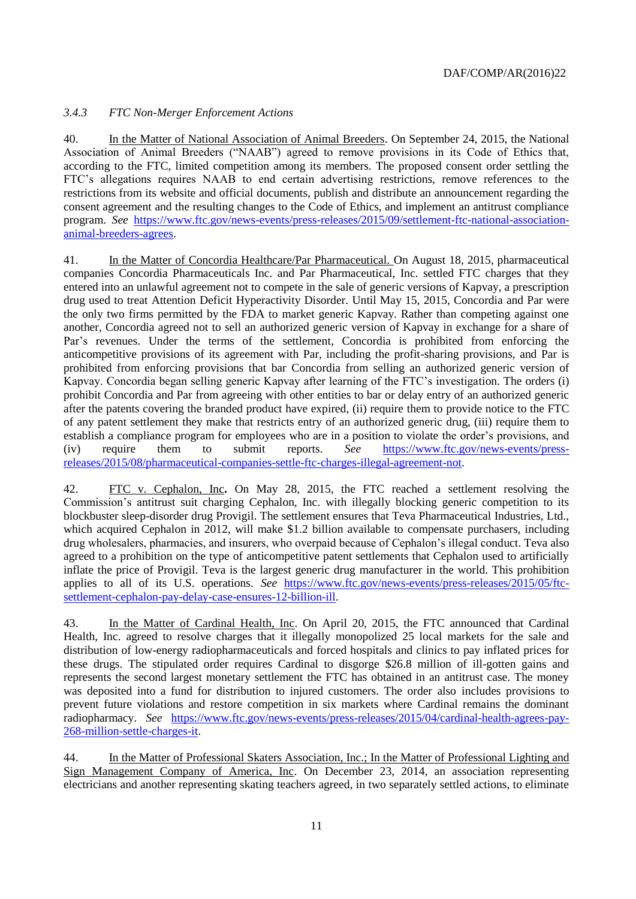### *3.4.3 FTC Non-Merger Enforcement Actions*

40. In the Matter of National Association of Animal Breeders. On September 24, 2015, the National Association of Animal Breeders ("NAAB") agreed to remove provisions in its Code of Ethics that, according to the FTC, limited competition among its members. The proposed consent order settling the FTC's allegations requires NAAB to end certain advertising restrictions, remove references to the restrictions from its website and official documents, publish and distribute an announcement regarding the consent agreement and the resulting changes to the Code of Ethics, and implement an antitrust compliance program. *See* https://www.ftc.gov/news-events/press-releases/2015/09/settlement-ftc-national-association-animal-breeders-agrees.

41. In the Matter of Concordia Healthcare/Par Pharmaceutical. On August 18, 2015, pharmaceutical companies Concordia Pharmaceuticals Inc. and Par Pharmaceutical, Inc. settled FTC charges that they entered into an unlawful agreement not to compete in the sale of generic versions of Kapvay, a prescription drug used to treat Attention Deficit Hyperactivity Disorder. Until May 15, 2015, Concordia and Par were the only two firms permitted by the FDA to market generic Kapvay. Rather than competing against one another, Concordia agreed not to sell an authorized generic version of Kapvay in exchange for a share of Par's revenues. Under the terms of the settlement, Concordia is prohibited from enforcing the anticompetitive provisions of its agreement with Par, including the profit-sharing provisions, and Par is prohibited from enforcing provisions that bar Concordia from selling an authorized generic version of Kapvay. Concordia began selling generic Kapvay after learning of the FTC's investigation. The orders (i) prohibit Concordia and Par from agreeing with other entities to bar or delay entry of an authorized generic after the patents covering the branded product have expired, (ii) require them to provide notice to the FTC of any patent settlement they make that restricts entry of an authorized generic drug, (iii) require them to establish a compliance program for employees who are in a position to violate the order's provisions, and (iv) require them to submit reports. *See* https://www.ftc.gov/news-events/press-releases/2015/08/pharmaceutical-companies-settle-ftc-charges-illegal-agreement-not.

42. FTC v. Cephalon, Inc**.** On May 28, 2015, the FTC reached a settlement resolving the Commission's antitrust suit charging Cephalon, Inc. with illegally blocking generic competition to its blockbuster sleep-disorder drug Provigil. The settlement ensures that Teva Pharmaceutical Industries, Ltd., which acquired Cephalon in 2012, will make $1.2 billion available to compensate purchasers, including drug wholesalers, pharmacies, and insurers, who overpaid because of Cephalon's illegal conduct. Teva also agreed to a prohibition on the type of anticompetitive patent settlements that Cephalon used to artificially inflate the price of Provigil. Teva is the largest generic drug manufacturer in the world. This prohibition applies to all of its U.S. operations. *See* https://www.ftc.gov/news-events/press-releases/2015/05/ftc-settlement-cephalon-pay-delay-case-ensures-12-billion-ill.

43. In the Matter of Cardinal Health, Inc. On April 20, 2015, the FTC announced that Cardinal Health, Inc. agreed to resolve charges that it illegally monopolized 25 local markets for the sale and distribution of low-energy radiopharmaceuticals and forced hospitals and clinics to pay inflated prices for these drugs. The stipulated order requires Cardinal to disgorge $26.8 million of ill-gotten gains and represents the second largest monetary settlement the FTC has obtained in an antitrust case. The money was deposited into a fund for distribution to injured customers. The order also includes provisions to prevent future violations and restore competition in six markets where Cardinal remains the dominant radiopharmacy. *See* https://www.ftc.gov/news-events/press-releases/2015/04/cardinal-health-agrees-pay-268-million-settle-charges-it.

44. In the Matter of Professional Skaters Association, Inc.; In the Matter of Professional Lighting and Sign Management Company of America, Inc. On December 23, 2014, an association representing electricians and another representing skating teachers agreed, in two separately settled actions, to eliminate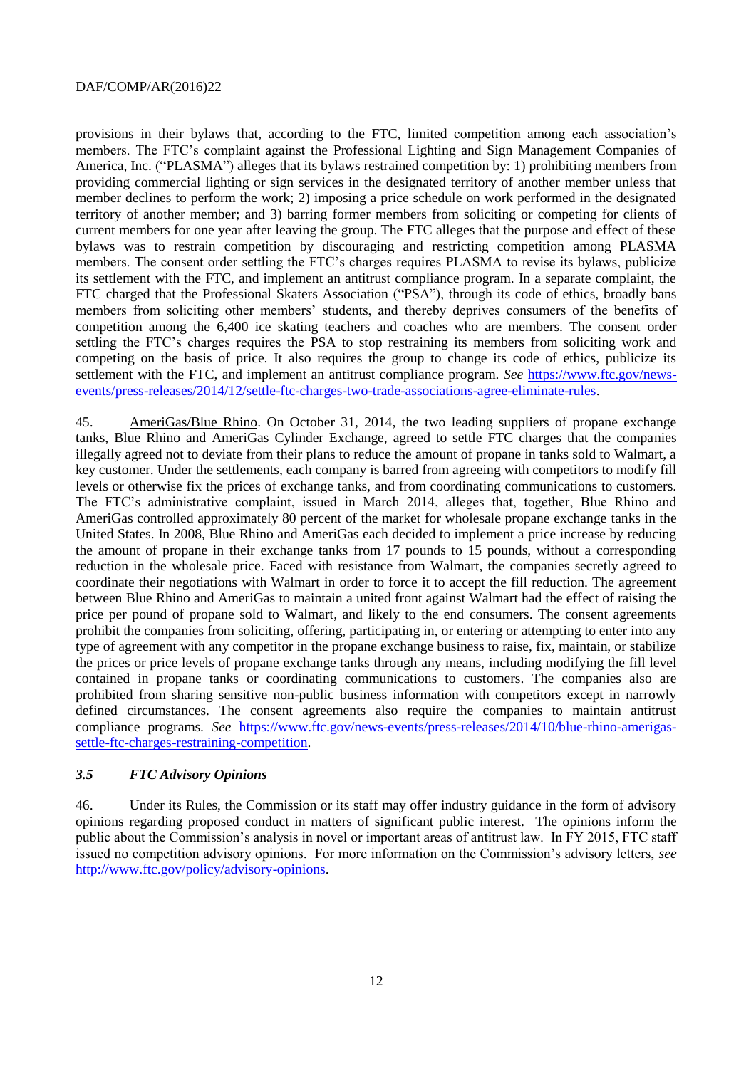provisions in their bylaws that, according to the FTC, limited competition among each association's members. The FTC's complaint against the Professional Lighting and Sign Management Companies of America, Inc. ("PLASMA") alleges that its bylaws restrained competition by: 1) prohibiting members from providing commercial lighting or sign services in the designated territory of another member unless that member declines to perform the work; 2) imposing a price schedule on work performed in the designated territory of another member; and 3) barring former members from soliciting or competing for clients of current members for one year after leaving the group. The FTC alleges that the purpose and effect of these bylaws was to restrain competition by discouraging and restricting competition among PLASMA members. The consent order settling the FTC's charges requires PLASMA to revise its bylaws, publicize its settlement with the FTC, and implement an antitrust compliance program. In a separate complaint, the FTC charged that the Professional Skaters Association ("PSA"), through its code of ethics, broadly bans members from soliciting other members' students, and thereby deprives consumers of the benefits of competition among the 6,400 ice skating teachers and coaches who are members. The consent order settling the FTC's charges requires the PSA to stop restraining its members from soliciting work and competing on the basis of price. It also requires the group to change its code of ethics, publicize its settlement with the FTC, and implement an antitrust compliance program. *See* https://www.ftc.gov/news-events/press-releases/2014/12/settle-ftc-charges-two-trade-associations-agree-eliminate-rules.

45. AmeriGas/Blue Rhino. On October 31, 2014, the two leading suppliers of propane exchange tanks, Blue Rhino and AmeriGas Cylinder Exchange, agreed to settle FTC charges that the companies illegally agreed not to deviate from their plans to reduce the amount of propane in tanks sold to Walmart, a key customer. Under the settlements, each company is barred from agreeing with competitors to modify fill levels or otherwise fix the prices of exchange tanks, and from coordinating communications to customers. The FTC's administrative complaint, issued in March 2014, alleges that, together, Blue Rhino and AmeriGas controlled approximately 80 percent of the market for wholesale propane exchange tanks in the United States. In 2008, Blue Rhino and AmeriGas each decided to implement a price increase by reducing the amount of propane in their exchange tanks from 17 pounds to 15 pounds, without a corresponding reduction in the wholesale price. Faced with resistance from Walmart, the companies secretly agreed to coordinate their negotiations with Walmart in order to force it to accept the fill reduction. The agreement between Blue Rhino and AmeriGas to maintain a united front against Walmart had the effect of raising the price per pound of propane sold to Walmart, and likely to the end consumers. The consent agreements prohibit the companies from soliciting, offering, participating in, or entering or attempting to enter into any type of agreement with any competitor in the propane exchange business to raise, fix, maintain, or stabilize the prices or price levels of propane exchange tanks through any means, including modifying the fill level contained in propane tanks or coordinating communications to customers. The companies also are prohibited from sharing sensitive non-public business information with competitors except in narrowly defined circumstances. The consent agreements also require the companies to maintain antitrust compliance programs. *See* https://www.ftc.gov/news-events/press-releases/2014/10/blue-rhino-amerigas-settle-ftc-charges-restraining-competition.

### *3.5 FTC Advisory Opinions*

46. Under its Rules, the Commission or its staff may offer industry guidance in the form of advisory opinions regarding proposed conduct in matters of significant public interest. The opinions inform the public about the Commission's analysis in novel or important areas of antitrust law. In FY 2015, FTC staff issued no competition advisory opinions. For more information on the Commission's advisory letters, *see* http://www.ftc.gov/policy/advisory-opinions.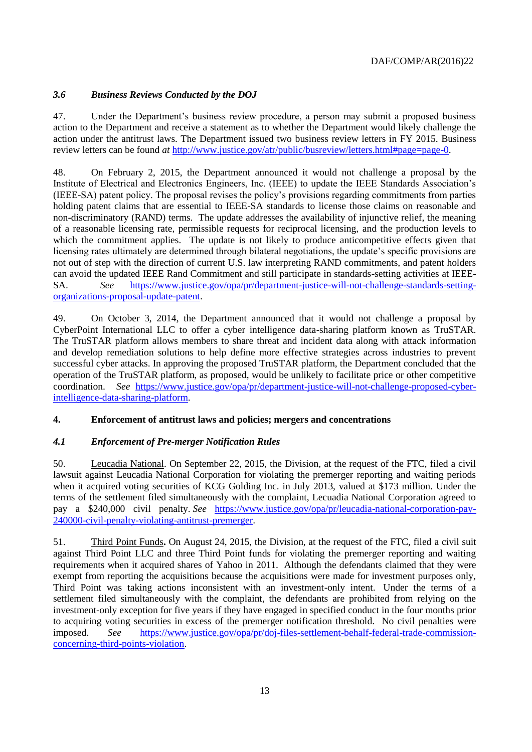### *3.6 Business Reviews Conducted by the DOJ*

47. Under the Department's business review procedure, a person may submit a proposed business action to the Department and receive a statement as to whether the Department would likely challenge the action under the antitrust laws. The Department issued two business review letters in FY 2015. Business review letters can be found *at* http://www.justice.gov/atr/public/busreview/letters.html#page=page-0.

48. On February 2, 2015, the Department announced it would not challenge a proposal by the Institute of Electrical and Electronics Engineers, Inc. (IEEE) to update the IEEE Standards Association's (IEEE-SA) patent policy. The proposal revises the policy's provisions regarding commitments from parties holding patent claims that are essential to IEEE-SA standards to license those claims on reasonable and non-discriminatory (RAND) terms. The update addresses the availability of injunctive relief, the meaning of a reasonable licensing rate, permissible requests for reciprocal licensing, and the production levels to which the commitment applies. The update is not likely to produce anticompetitive effects given that licensing rates ultimately are determined through bilateral negotiations, the update's specific provisions are not out of step with the direction of current U.S. law interpreting RAND commitments, and patent holders can avoid the updated IEEE Rand Commitment and still participate in standards-setting activities at IEEE-SA. *See* https://www.justice.gov/opa/pr/department-justice-will-not-challenge-standards-setting-organizations-proposal-update-patent.

49. On October 3, 2014, the Department announced that it would not challenge a proposal by CyberPoint International LLC to offer a cyber intelligence data-sharing platform known as TruSTAR. The TruSTAR platform allows members to share threat and incident data along with attack information and develop remediation solutions to help define more effective strategies across industries to prevent successful cyber attacks. In approving the proposed TruSTAR platform, the Department concluded that the operation of the TruSTAR platform, as proposed, would be unlikely to facilitate price or other competitive coordination. *See* https://www.justice.gov/opa/pr/department-justice-will-not-challenge-proposed-cyber-intelligence-data-sharing-platform.

## 4. Enforcement of antitrust laws and policies; mergers and concentrations

### *4.1 Enforcement of Pre-merger Notification Rules*

50. Leucadia National. On September 22, 2015, the Division, at the request of the FTC, filed a civil lawsuit against Leucadia National Corporation for violating the premerger reporting and waiting periods when it acquired voting securities of KCG Golding Inc. in July 2013, valued at $173 million. Under the terms of the settlement filed simultaneously with the complaint, Lecuadia National Corporation agreed to pay a $240,000 civil penalty. *See* https://www.justice.gov/opa/pr/leucadia-national-corporation-pay-240000-civil-penalty-violating-antitrust-premerger.

51. Third Point Funds**.** On August 24, 2015, the Division, at the request of the FTC, filed a civil suit against Third Point LLC and three Third Point funds for violating the premerger reporting and waiting requirements when it acquired shares of Yahoo in 2011. Although the defendants claimed that they were exempt from reporting the acquisitions because the acquisitions were made for investment purposes only, Third Point was taking actions inconsistent with an investment-only intent. Under the terms of a settlement filed simultaneously with the complaint, the defendants are prohibited from relying on the investment-only exception for five years if they have engaged in specified conduct in the four months prior to acquiring voting securities in excess of the premerger notification threshold. No civil penalties were imposed. *See* https://www.justice.gov/opa/pr/doj-files-settlement-behalf-federal-trade-commission-concerning-third-points-violation.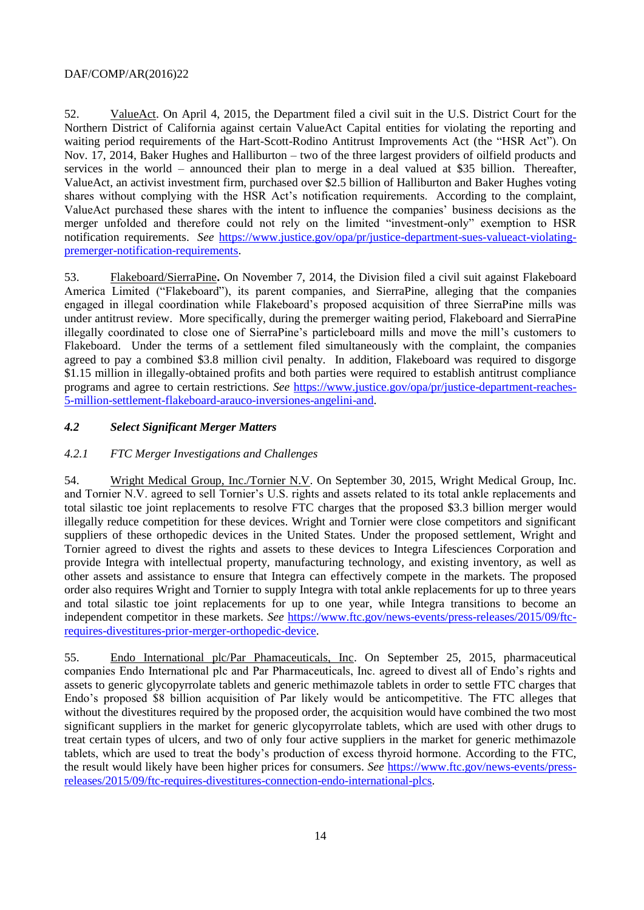52. <u>ValueAct</u>. On April 4, 2015, the Department filed a civil suit in the U.S. District Court for the Northern District of California against certain ValueAct Capital entities for violating the reporting and waiting period requirements of the Hart-Scott-Rodino Antitrust Improvements Act (the "HSR Act"). On Nov. 17, 2014, Baker Hughes and Halliburton – two of the three largest providers of oilfield products and services in the world – announced their plan to merge in a deal valued at $35 billion. Thereafter, ValueAct, an activist investment firm, purchased over $2.5 billion of Halliburton and Baker Hughes voting shares without complying with the HSR Act's notification requirements. According to the complaint, ValueAct purchased these shares with the intent to influence the companies' business decisions as the merger unfolded and therefore could not rely on the limited "investment-only" exemption to HSR notification requirements. *See* https://www.justice.gov/opa/pr/justice-department-sues-valueact-violating-premerger-notification-requirements.

53. <u>Flakeboard/SierraPine</u>**.** On November 7, 2014, the Division filed a civil suit against Flakeboard America Limited ("Flakeboard"), its parent companies, and SierraPine, alleging that the companies engaged in illegal coordination while Flakeboard's proposed acquisition of three SierraPine mills was under antitrust review. More specifically, during the premerger waiting period, Flakeboard and SierraPine illegally coordinated to close one of SierraPine's particleboard mills and move the mill's customers to Flakeboard. Under the terms of a settlement filed simultaneously with the complaint, the companies agreed to pay a combined $3.8 million civil penalty. In addition, Flakeboard was required to disgorge $1.15 million in illegally-obtained profits and both parties were required to establish antitrust compliance programs and agree to certain restrictions. *See* https://www.justice.gov/opa/pr/justice-department-reaches-5-million-settlement-flakeboard-arauco-inversiones-angelini-and.

### *4.2 Select Significant Merger Matters*

#### *4.2.1 FTC Merger Investigations and Challenges*

54. <u>Wright Medical Group, Inc./Tornier N.V</u>. On September 30, 2015, Wright Medical Group, Inc. and Tornier N.V. agreed to sell Tornier's U.S. rights and assets related to its total ankle replacements and total silastic toe joint replacements to resolve FTC charges that the proposed $3.3 billion merger would illegally reduce competition for these devices. Wright and Tornier were close competitors and significant suppliers of these orthopedic devices in the United States. Under the proposed settlement, Wright and Tornier agreed to divest the rights and assets to these devices to Integra Lifesciences Corporation and provide Integra with intellectual property, manufacturing technology, and existing inventory, as well as other assets and assistance to ensure that Integra can effectively compete in the markets. The proposed order also requires Wright and Tornier to supply Integra with total ankle replacements for up to three years and total silastic toe joint replacements for up to one year, while Integra transitions to become an independent competitor in these markets. *See* https://www.ftc.gov/news-events/press-releases/2015/09/ftc-requires-divestitures-prior-merger-orthopedic-device.

55. <u>Endo International plc/Par Phamaceuticals, Inc</u>. On September 25, 2015, pharmaceutical companies Endo International plc and Par Pharmaceuticals, Inc. agreed to divest all of Endo's rights and assets to generic glycopyrrolate tablets and generic methimazole tablets in order to settle FTC charges that Endo's proposed $8 billion acquisition of Par likely would be anticompetitive. The FTC alleges that without the divestitures required by the proposed order, the acquisition would have combined the two most significant suppliers in the market for generic glycopyrrolate tablets, which are used with other drugs to treat certain types of ulcers, and two of only four active suppliers in the market for generic methimazole tablets, which are used to treat the body's production of excess thyroid hormone. According to the FTC, the result would likely have been higher prices for consumers. *See* https://www.ftc.gov/news-events/press-releases/2015/09/ftc-requires-divestitures-connection-endo-international-plcs.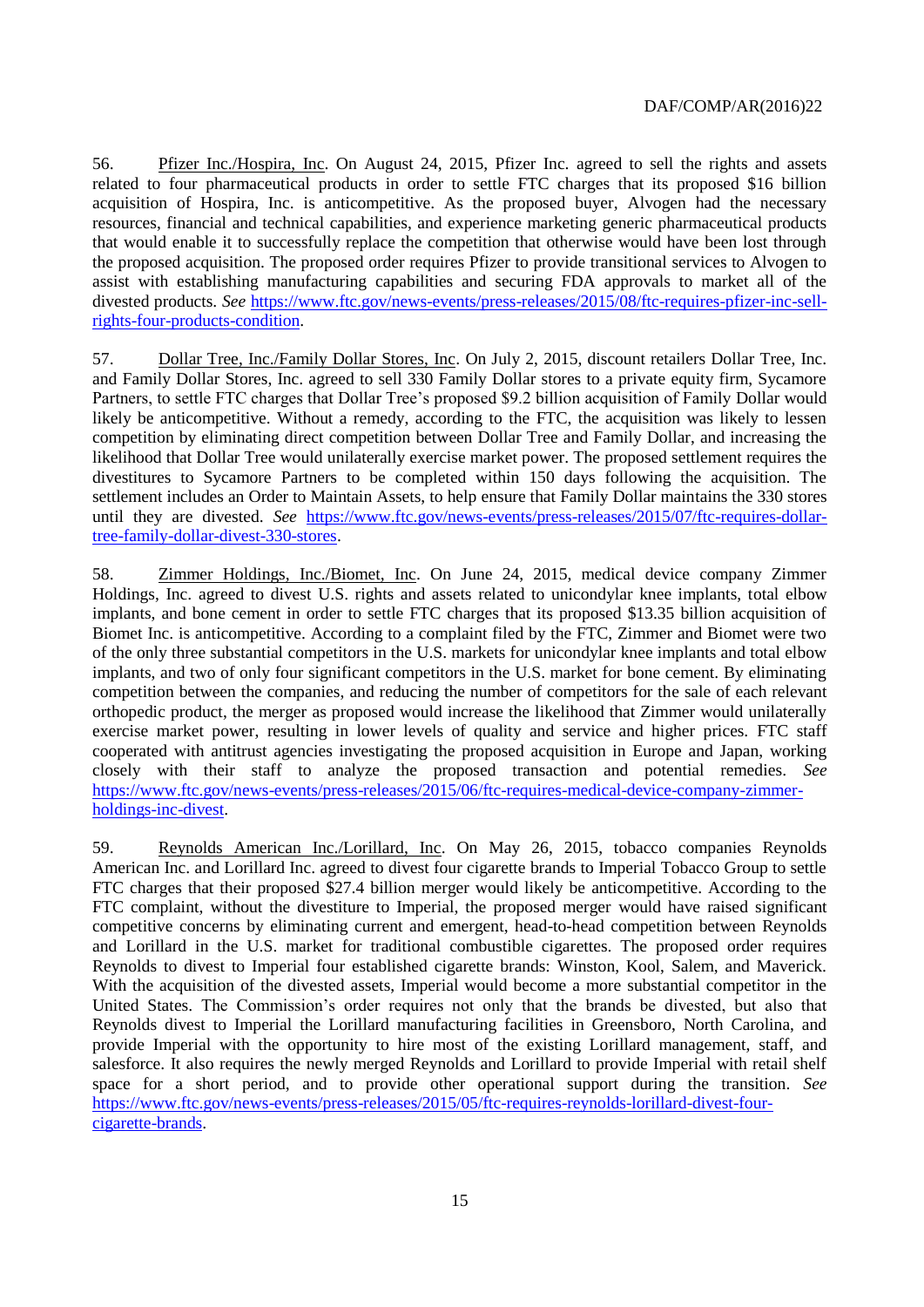56. Pfizer Inc./Hospira, Inc. On August 24, 2015, Pfizer Inc. agreed to sell the rights and assets related to four pharmaceutical products in order to settle FTC charges that its proposed $16 billion acquisition of Hospira, Inc. is anticompetitive. As the proposed buyer, Alvogen had the necessary resources, financial and technical capabilities, and experience marketing generic pharmaceutical products that would enable it to successfully replace the competition that otherwise would have been lost through the proposed acquisition. The proposed order requires Pfizer to provide transitional services to Alvogen to assist with establishing manufacturing capabilities and securing FDA approvals to market all of the divested products. *See* https://www.ftc.gov/news-events/press-releases/2015/08/ftc-requires-pfizer-inc-sell-rights-four-products-condition.

57. Dollar Tree, Inc./Family Dollar Stores, Inc. On July 2, 2015, discount retailers Dollar Tree, Inc. and Family Dollar Stores, Inc. agreed to sell 330 Family Dollar stores to a private equity firm, Sycamore Partners, to settle FTC charges that Dollar Tree's proposed $9.2 billion acquisition of Family Dollar would likely be anticompetitive. Without a remedy, according to the FTC, the acquisition was likely to lessen competition by eliminating direct competition between Dollar Tree and Family Dollar, and increasing the likelihood that Dollar Tree would unilaterally exercise market power. The proposed settlement requires the divestitures to Sycamore Partners to be completed within 150 days following the acquisition. The settlement includes an Order to Maintain Assets, to help ensure that Family Dollar maintains the 330 stores until they are divested. *See* https://www.ftc.gov/news-events/press-releases/2015/07/ftc-requires-dollar-tree-family-dollar-divest-330-stores.

58. Zimmer Holdings, Inc./Biomet, Inc. On June 24, 2015, medical device company Zimmer Holdings, Inc. agreed to divest U.S. rights and assets related to unicondylar knee implants, total elbow implants, and bone cement in order to settle FTC charges that its proposed $13.35 billion acquisition of Biomet Inc. is anticompetitive. According to a complaint filed by the FTC, Zimmer and Biomet were two of the only three substantial competitors in the U.S. markets for unicondylar knee implants and total elbow implants, and two of only four significant competitors in the U.S. market for bone cement. By eliminating competition between the companies, and reducing the number of competitors for the sale of each relevant orthopedic product, the merger as proposed would increase the likelihood that Zimmer would unilaterally exercise market power, resulting in lower levels of quality and service and higher prices. FTC staff cooperated with antitrust agencies investigating the proposed acquisition in Europe and Japan, working closely with their staff to analyze the proposed transaction and potential remedies. *See* https://www.ftc.gov/news-events/press-releases/2015/06/ftc-requires-medical-device-company-zimmer-holdings-inc-divest.

59. Reynolds American Inc./Lorillard, Inc. On May 26, 2015, tobacco companies Reynolds American Inc. and Lorillard Inc. agreed to divest four cigarette brands to Imperial Tobacco Group to settle FTC charges that their proposed $27.4 billion merger would likely be anticompetitive. According to the FTC complaint, without the divestiture to Imperial, the proposed merger would have raised significant competitive concerns by eliminating current and emergent, head-to-head competition between Reynolds and Lorillard in the U.S. market for traditional combustible cigarettes. The proposed order requires Reynolds to divest to Imperial four established cigarette brands: Winston, Kool, Salem, and Maverick. With the acquisition of the divested assets, Imperial would become a more substantial competitor in the United States. The Commission's order requires not only that the brands be divested, but also that Reynolds divest to Imperial the Lorillard manufacturing facilities in Greensboro, North Carolina, and provide Imperial with the opportunity to hire most of the existing Lorillard management, staff, and salesforce. It also requires the newly merged Reynolds and Lorillard to provide Imperial with retail shelf space for a short period, and to provide other operational support during the transition. *See* https://www.ftc.gov/news-events/press-releases/2015/05/ftc-requires-reynolds-lorillard-divest-four-cigarette-brands.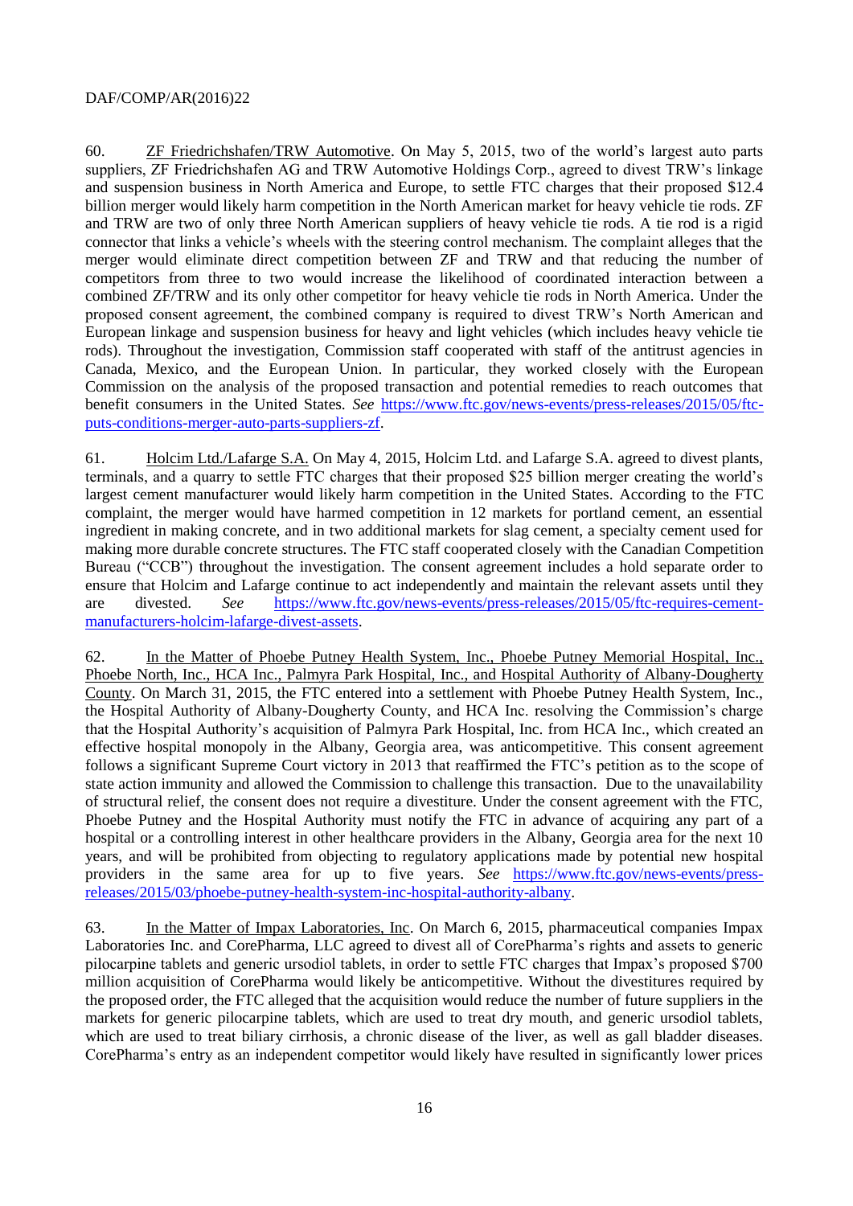60. ZF Friedrichshafen/TRW Automotive. On May 5, 2015, two of the world's largest auto parts suppliers, ZF Friedrichshafen AG and TRW Automotive Holdings Corp., agreed to divest TRW's linkage and suspension business in North America and Europe, to settle FTC charges that their proposed $12.4 billion merger would likely harm competition in the North American market for heavy vehicle tie rods. ZF and TRW are two of only three North American suppliers of heavy vehicle tie rods. A tie rod is a rigid connector that links a vehicle's wheels with the steering control mechanism. The complaint alleges that the merger would eliminate direct competition between ZF and TRW and that reducing the number of competitors from three to two would increase the likelihood of coordinated interaction between a combined ZF/TRW and its only other competitor for heavy vehicle tie rods in North America. Under the proposed consent agreement, the combined company is required to divest TRW's North American and European linkage and suspension business for heavy and light vehicles (which includes heavy vehicle tie rods). Throughout the investigation, Commission staff cooperated with staff of the antitrust agencies in Canada, Mexico, and the European Union. In particular, they worked closely with the European Commission on the analysis of the proposed transaction and potential remedies to reach outcomes that benefit consumers in the United States. *See* https://www.ftc.gov/news-events/press-releases/2015/05/ftc-puts-conditions-merger-auto-parts-suppliers-zf.

61. Holcim Ltd./Lafarge S.A. On May 4, 2015, Holcim Ltd. and Lafarge S.A. agreed to divest plants, terminals, and a quarry to settle FTC charges that their proposed $25 billion merger creating the world's largest cement manufacturer would likely harm competition in the United States. According to the FTC complaint, the merger would have harmed competition in 12 markets for portland cement, an essential ingredient in making concrete, and in two additional markets for slag cement, a specialty cement used for making more durable concrete structures. The FTC staff cooperated closely with the Canadian Competition Bureau ("CCB") throughout the investigation. The consent agreement includes a hold separate order to ensure that Holcim and Lafarge continue to act independently and maintain the relevant assets until they are divested. *See* https://www.ftc.gov/news-events/press-releases/2015/05/ftc-requires-cement-manufacturers-holcim-lafarge-divest-assets.

62. In the Matter of Phoebe Putney Health System, Inc., Phoebe Putney Memorial Hospital, Inc., Phoebe North, Inc., HCA Inc., Palmyra Park Hospital, Inc., and Hospital Authority of Albany-Dougherty County. On March 31, 2015, the FTC entered into a settlement with Phoebe Putney Health System, Inc., the Hospital Authority of Albany-Dougherty County, and HCA Inc. resolving the Commission's charge that the Hospital Authority's acquisition of Palmyra Park Hospital, Inc. from HCA Inc., which created an effective hospital monopoly in the Albany, Georgia area, was anticompetitive. This consent agreement follows a significant Supreme Court victory in 2013 that reaffirmed the FTC's petition as to the scope of state action immunity and allowed the Commission to challenge this transaction. Due to the unavailability of structural relief, the consent does not require a divestiture. Under the consent agreement with the FTC, Phoebe Putney and the Hospital Authority must notify the FTC in advance of acquiring any part of a hospital or a controlling interest in other healthcare providers in the Albany, Georgia area for the next 10 years, and will be prohibited from objecting to regulatory applications made by potential new hospital providers in the same area for up to five years. *See* https://www.ftc.gov/news-events/press-releases/2015/03/phoebe-putney-health-system-inc-hospital-authority-albany.

63. In the Matter of Impax Laboratories, Inc. On March 6, 2015, pharmaceutical companies Impax Laboratories Inc. and CorePharma, LLC agreed to divest all of CorePharma's rights and assets to generic pilocarpine tablets and generic ursodiol tablets, in order to settle FTC charges that Impax's proposed $700 million acquisition of CorePharma would likely be anticompetitive. Without the divestitures required by the proposed order, the FTC alleged that the acquisition would reduce the number of future suppliers in the markets for generic pilocarpine tablets, which are used to treat dry mouth, and generic ursodiol tablets, which are used to treat biliary cirrhosis, a chronic disease of the liver, as well as gall bladder diseases. CorePharma's entry as an independent competitor would likely have resulted in significantly lower prices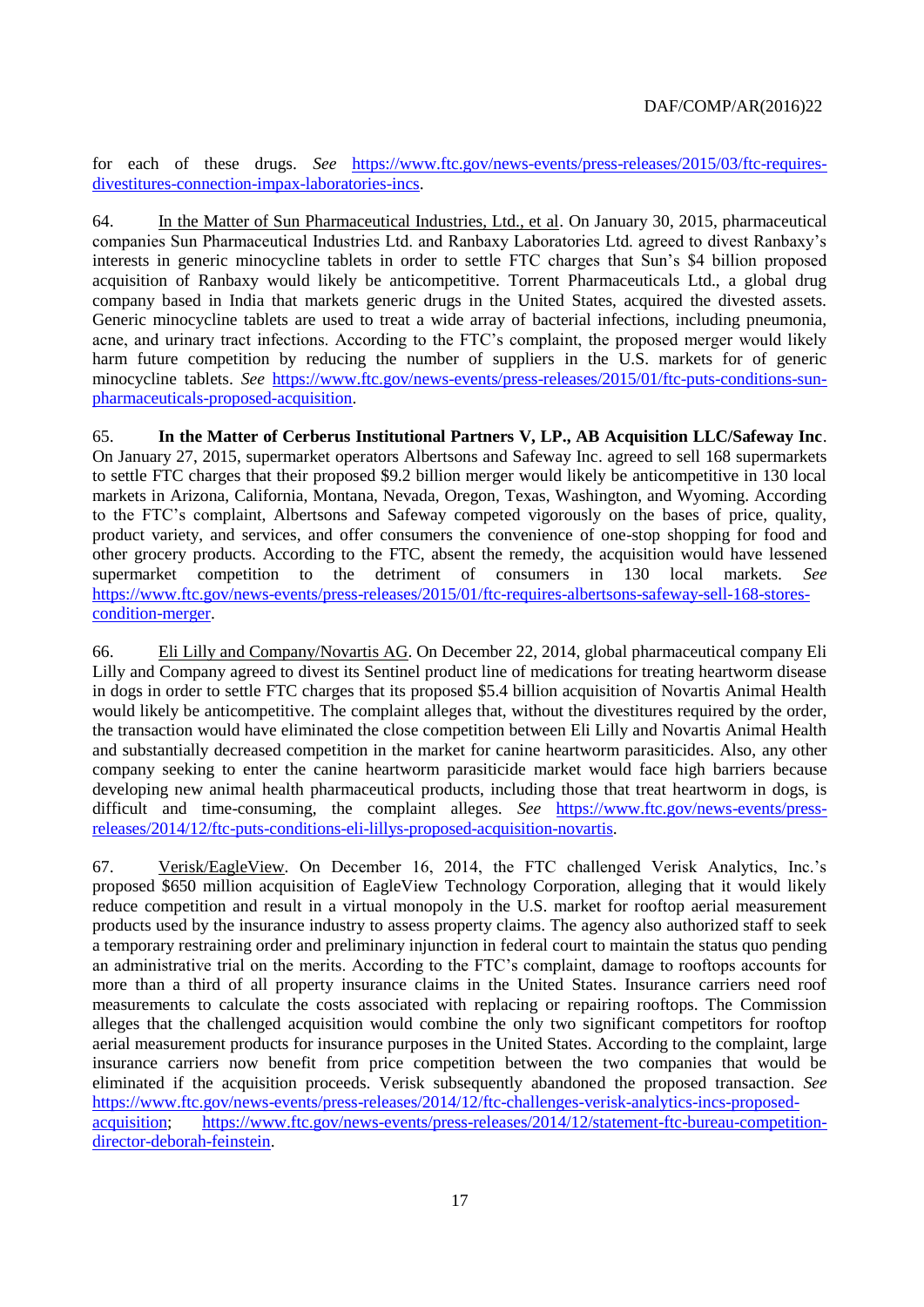for each of these drugs. *See* https://www.ftc.gov/news-events/press-releases/2015/03/ftc-requires-divestitures-connection-impax-laboratories-incs.

64. In the Matter of Sun Pharmaceutical Industries, Ltd., et al. On January 30, 2015, pharmaceutical companies Sun Pharmaceutical Industries Ltd. and Ranbaxy Laboratories Ltd. agreed to divest Ranbaxy's interests in generic minocycline tablets in order to settle FTC charges that Sun's $4 billion proposed acquisition of Ranbaxy would likely be anticompetitive. Torrent Pharmaceuticals Ltd., a global drug company based in India that markets generic drugs in the United States, acquired the divested assets. Generic minocycline tablets are used to treat a wide array of bacterial infections, including pneumonia, acne, and urinary tract infections. According to the FTC's complaint, the proposed merger would likely harm future competition by reducing the number of suppliers in the U.S. markets for of generic minocycline tablets. *See* https://www.ftc.gov/news-events/press-releases/2015/01/ftc-puts-conditions-sun-pharmaceuticals-proposed-acquisition.

65. **In the Matter of Cerberus Institutional Partners V, LP., AB Acquisition LLC/Safeway Inc**. On January 27, 2015, supermarket operators Albertsons and Safeway Inc. agreed to sell 168 supermarkets to settle FTC charges that their proposed $9.2 billion merger would likely be anticompetitive in 130 local markets in Arizona, California, Montana, Nevada, Oregon, Texas, Washington, and Wyoming. According to the FTC's complaint, Albertsons and Safeway competed vigorously on the bases of price, quality, product variety, and services, and offer consumers the convenience of one-stop shopping for food and other grocery products. According to the FTC, absent the remedy, the acquisition would have lessened supermarket competition to the detriment of consumers in 130 local markets. *See* https://www.ftc.gov/news-events/press-releases/2015/01/ftc-requires-albertsons-safeway-sell-168-stores-condition-merger.

66. Eli Lilly and Company/Novartis AG. On December 22, 2014, global pharmaceutical company Eli Lilly and Company agreed to divest its Sentinel product line of medications for treating heartworm disease in dogs in order to settle FTC charges that its proposed $5.4 billion acquisition of Novartis Animal Health would likely be anticompetitive. The complaint alleges that, without the divestitures required by the order, the transaction would have eliminated the close competition between Eli Lilly and Novartis Animal Health and substantially decreased competition in the market for canine heartworm parasiticides. Also, any other company seeking to enter the canine heartworm parasiticide market would face high barriers because developing new animal health pharmaceutical products, including those that treat heartworm in dogs, is difficult and time-consuming, the complaint alleges. *See* https://www.ftc.gov/news-events/press-releases/2014/12/ftc-puts-conditions-eli-lillys-proposed-acquisition-novartis.

67. Verisk/EagleView. On December 16, 2014, the FTC challenged Verisk Analytics, Inc.'s proposed $650 million acquisition of EagleView Technology Corporation, alleging that it would likely reduce competition and result in a virtual monopoly in the U.S. market for rooftop aerial measurement products used by the insurance industry to assess property claims. The agency also authorized staff to seek a temporary restraining order and preliminary injunction in federal court to maintain the status quo pending an administrative trial on the merits. According to the FTC's complaint, damage to rooftops accounts for more than a third of all property insurance claims in the United States. Insurance carriers need roof measurements to calculate the costs associated with replacing or repairing rooftops. The Commission alleges that the challenged acquisition would combine the only two significant competitors for rooftop aerial measurement products for insurance purposes in the United States. According to the complaint, large insurance carriers now benefit from price competition between the two companies that would be eliminated if the acquisition proceeds. Verisk subsequently abandoned the proposed transaction. *See* https://www.ftc.gov/news-events/press-releases/2014/12/ftc-challenges-verisk-analytics-incs-proposed-acquisition; https://www.ftc.gov/news-events/press-releases/2014/12/statement-ftc-bureau-competition-director-deborah-feinstein.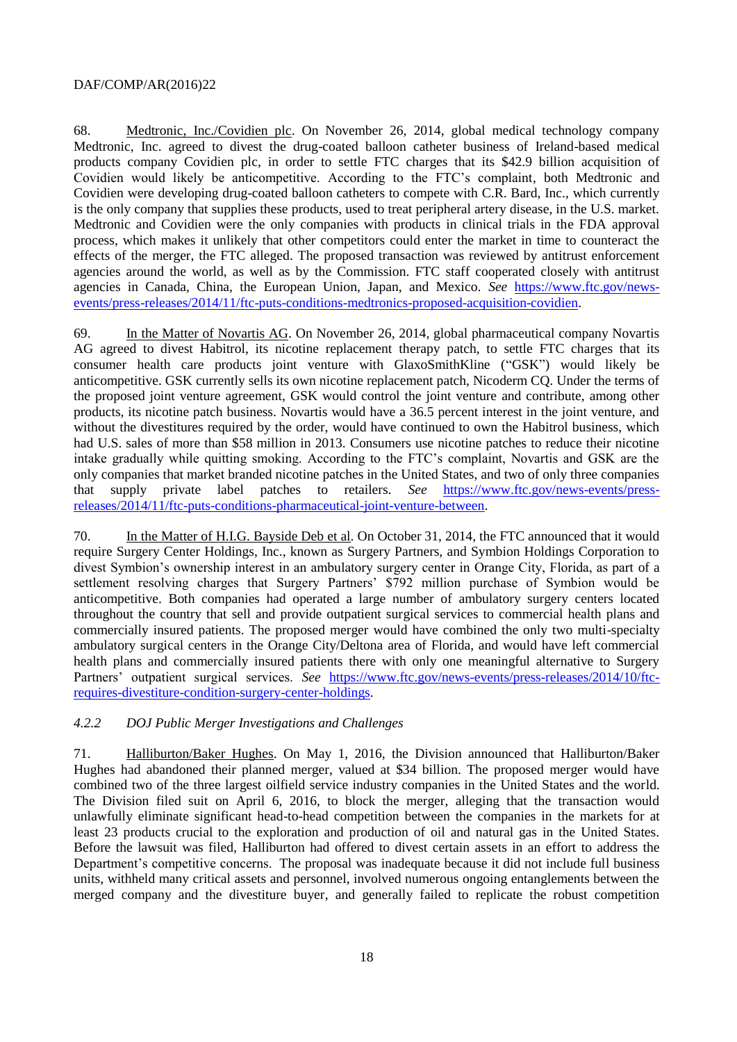68. Medtronic, Inc./Covidien plc. On November 26, 2014, global medical technology company Medtronic, Inc. agreed to divest the drug-coated balloon catheter business of Ireland-based medical products company Covidien plc, in order to settle FTC charges that its $42.9 billion acquisition of Covidien would likely be anticompetitive. According to the FTC's complaint, both Medtronic and Covidien were developing drug-coated balloon catheters to compete with C.R. Bard, Inc., which currently is the only company that supplies these products, used to treat peripheral artery disease, in the U.S. market. Medtronic and Covidien were the only companies with products in clinical trials in the FDA approval process, which makes it unlikely that other competitors could enter the market in time to counteract the effects of the merger, the FTC alleged. The proposed transaction was reviewed by antitrust enforcement agencies around the world, as well as by the Commission. FTC staff cooperated closely with antitrust agencies in Canada, China, the European Union, Japan, and Mexico. *See* https://www.ftc.gov/news-events/press-releases/2014/11/ftc-puts-conditions-medtronics-proposed-acquisition-covidien.

69. In the Matter of Novartis AG. On November 26, 2014, global pharmaceutical company Novartis AG agreed to divest Habitrol, its nicotine replacement therapy patch, to settle FTC charges that its consumer health care products joint venture with GlaxoSmithKline ("GSK") would likely be anticompetitive. GSK currently sells its own nicotine replacement patch, Nicoderm CQ. Under the terms of the proposed joint venture agreement, GSK would control the joint venture and contribute, among other products, its nicotine patch business. Novartis would have a 36.5 percent interest in the joint venture, and without the divestitures required by the order, would have continued to own the Habitrol business, which had U.S. sales of more than $58 million in 2013. Consumers use nicotine patches to reduce their nicotine intake gradually while quitting smoking. According to the FTC's complaint, Novartis and GSK are the only companies that market branded nicotine patches in the United States, and two of only three companies that supply private label patches to retailers. *See* https://www.ftc.gov/news-events/press-releases/2014/11/ftc-puts-conditions-pharmaceutical-joint-venture-between.

70. In the Matter of H.I.G. Bayside Deb et al. On October 31, 2014, the FTC announced that it would require Surgery Center Holdings, Inc., known as Surgery Partners, and Symbion Holdings Corporation to divest Symbion's ownership interest in an ambulatory surgery center in Orange City, Florida, as part of a settlement resolving charges that Surgery Partners' $792 million purchase of Symbion would be anticompetitive. Both companies had operated a large number of ambulatory surgery centers located throughout the country that sell and provide outpatient surgical services to commercial health plans and commercially insured patients. The proposed merger would have combined the only two multi-specialty ambulatory surgical centers in the Orange City/Deltona area of Florida, and would have left commercial health plans and commercially insured patients there with only one meaningful alternative to Surgery Partners' outpatient surgical services. *See* https://www.ftc.gov/news-events/press-releases/2014/10/ftc-requires-divestiture-condition-surgery-center-holdings.

#### *4.2.2 DOJ Public Merger Investigations and Challenges*

71. Halliburton/Baker Hughes. On May 1, 2016, the Division announced that Halliburton/Baker Hughes had abandoned their planned merger, valued at $34 billion. The proposed merger would have combined two of the three largest oilfield service industry companies in the United States and the world. The Division filed suit on April 6, 2016, to block the merger, alleging that the transaction would unlawfully eliminate significant head-to-head competition between the companies in the markets for at least 23 products crucial to the exploration and production of oil and natural gas in the United States. Before the lawsuit was filed, Halliburton had offered to divest certain assets in an effort to address the Department's competitive concerns. The proposal was inadequate because it did not include full business units, withheld many critical assets and personnel, involved numerous ongoing entanglements between the merged company and the divestiture buyer, and generally failed to replicate the robust competition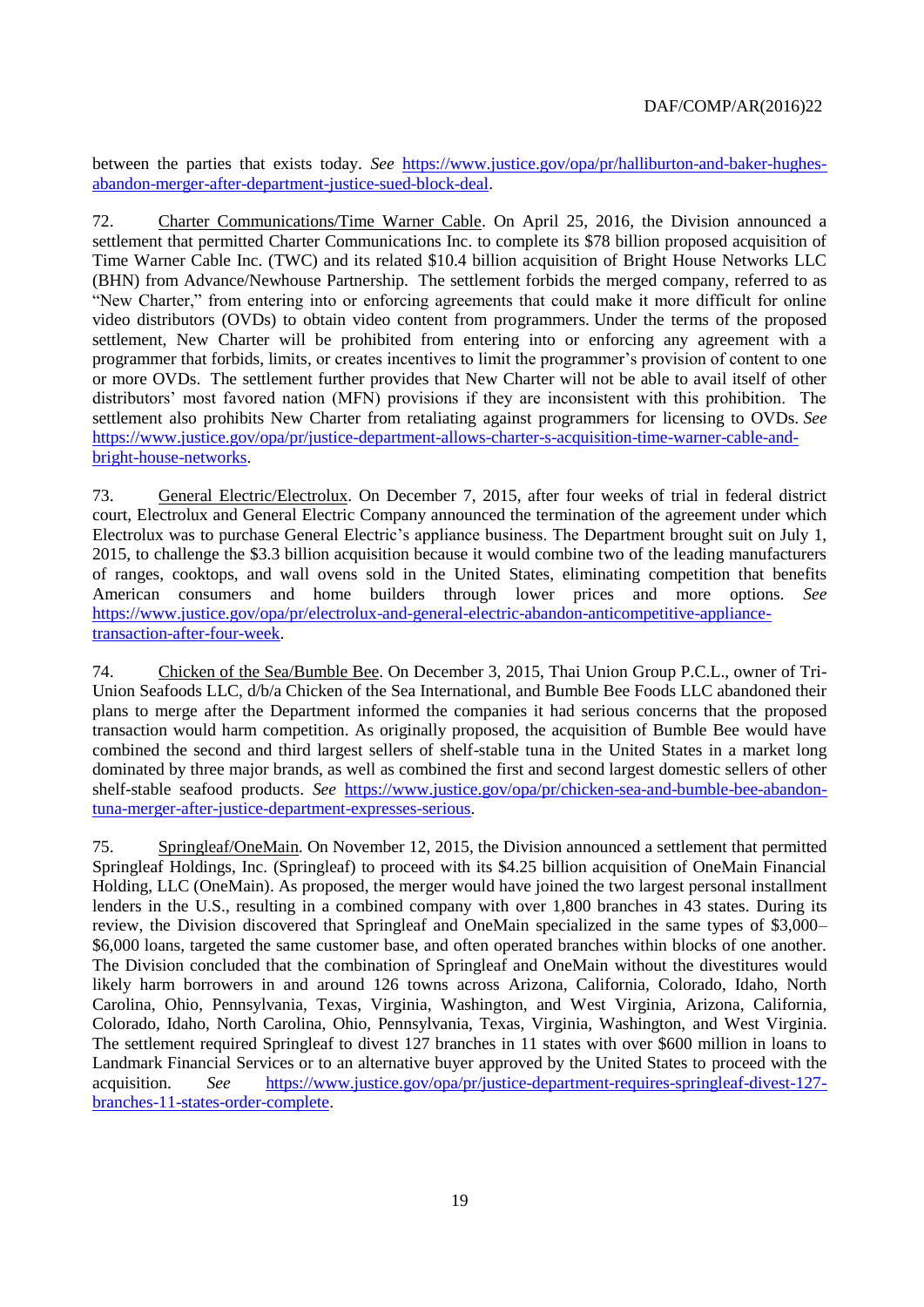between the parties that exists today. *See* https://www.justice.gov/opa/pr/halliburton-and-baker-hughes-abandon-merger-after-department-justice-sued-block-deal.

72. Charter Communications/Time Warner Cable. On April 25, 2016, the Division announced a settlement that permitted Charter Communications Inc. to complete its $78 billion proposed acquisition of Time Warner Cable Inc. (TWC) and its related $10.4 billion acquisition of Bright House Networks LLC (BHN) from Advance/Newhouse Partnership. The settlement forbids the merged company, referred to as "New Charter," from entering into or enforcing agreements that could make it more difficult for online video distributors (OVDs) to obtain video content from programmers. Under the terms of the proposed settlement, New Charter will be prohibited from entering into or enforcing any agreement with a programmer that forbids, limits, or creates incentives to limit the programmer's provision of content to one or more OVDs. The settlement further provides that New Charter will not be able to avail itself of other distributors' most favored nation (MFN) provisions if they are inconsistent with this prohibition. The settlement also prohibits New Charter from retaliating against programmers for licensing to OVDs. *See* https://www.justice.gov/opa/pr/justice-department-allows-charter-s-acquisition-time-warner-cable-and-bright-house-networks.

73. General Electric/Electrolux. On December 7, 2015, after four weeks of trial in federal district court, Electrolux and General Electric Company announced the termination of the agreement under which Electrolux was to purchase General Electric's appliance business. The Department brought suit on July 1, 2015, to challenge the $3.3 billion acquisition because it would combine two of the leading manufacturers of ranges, cooktops, and wall ovens sold in the United States, eliminating competition that benefits American consumers and home builders through lower prices and more options. *See* https://www.justice.gov/opa/pr/electrolux-and-general-electric-abandon-anticompetitive-appliance-transaction-after-four-week.

74. Chicken of the Sea/Bumble Bee. On December 3, 2015, Thai Union Group P.C.L., owner of Tri-Union Seafoods LLC, d/b/a Chicken of the Sea International, and Bumble Bee Foods LLC abandoned their plans to merge after the Department informed the companies it had serious concerns that the proposed transaction would harm competition. As originally proposed, the acquisition of Bumble Bee would have combined the second and third largest sellers of shelf-stable tuna in the United States in a market long dominated by three major brands, as well as combined the first and second largest domestic sellers of other shelf-stable seafood products. *See* https://www.justice.gov/opa/pr/chicken-sea-and-bumble-bee-abandon-tuna-merger-after-justice-department-expresses-serious.

75. Springleaf/OneMain. On November 12, 2015, the Division announced a settlement that permitted Springleaf Holdings, Inc. (Springleaf) to proceed with its $4.25 billion acquisition of OneMain Financial Holding, LLC (OneMain). As proposed, the merger would have joined the two largest personal installment lenders in the U.S., resulting in a combined company with over 1,800 branches in 43 states. During its review, the Division discovered that Springleaf and OneMain specialized in the same types of $3,000–$6,000 loans, targeted the same customer base, and often operated branches within blocks of one another. The Division concluded that the combination of Springleaf and OneMain without the divestitures would likely harm borrowers in and around 126 towns across Arizona, California, Colorado, Idaho, North Carolina, Ohio, Pennsylvania, Texas, Virginia, Washington, and West Virginia, Arizona, California, Colorado, Idaho, North Carolina, Ohio, Pennsylvania, Texas, Virginia, Washington, and West Virginia. The settlement required Springleaf to divest 127 branches in 11 states with over $600 million in loans to Landmark Financial Services or to an alternative buyer approved by the United States to proceed with the acquisition. *See* https://www.justice.gov/opa/pr/justice-department-requires-springleaf-divest-127-branches-11-states-order-complete.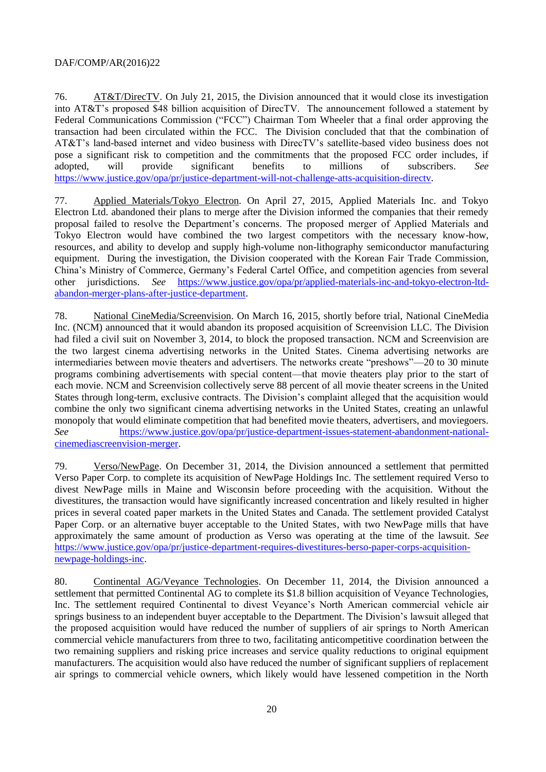76. AT&T/DirecTV. On July 21, 2015, the Division announced that it would close its investigation into AT&T's proposed $48 billion acquisition of DirecTV. The announcement followed a statement by Federal Communications Commission ("FCC") Chairman Tom Wheeler that a final order approving the transaction had been circulated within the FCC. The Division concluded that that the combination of AT&T's land-based internet and video business with DirecTV's satellite-based video business does not pose a significant risk to competition and the commitments that the proposed FCC order includes, if adopted, will provide significant benefits to millions of subscribers. *See* https://www.justice.gov/opa/pr/justice-department-will-not-challenge-atts-acquisition-directv.

77. Applied Materials/Tokyo Electron. On April 27, 2015, Applied Materials Inc. and Tokyo Electron Ltd. abandoned their plans to merge after the Division informed the companies that their remedy proposal failed to resolve the Department's concerns. The proposed merger of Applied Materials and Tokyo Electron would have combined the two largest competitors with the necessary know-how, resources, and ability to develop and supply high-volume non-lithography semiconductor manufacturing equipment. During the investigation, the Division cooperated with the Korean Fair Trade Commission, China's Ministry of Commerce, Germany's Federal Cartel Office, and competition agencies from several other jurisdictions. *See* https://www.justice.gov/opa/pr/applied-materials-inc-and-tokyo-electron-ltd-abandon-merger-plans-after-justice-department.

78. National CineMedia/Screenvision. On March 16, 2015, shortly before trial, National CineMedia Inc. (NCM) announced that it would abandon its proposed acquisition of Screenvision LLC. The Division had filed a civil suit on November 3, 2014, to block the proposed transaction. NCM and Screenvision are the two largest cinema advertising networks in the United States. Cinema advertising networks are intermediaries between movie theaters and advertisers. The networks create "preshows"—20 to 30 minute programs combining advertisements with special content—that movie theaters play prior to the start of each movie. NCM and Screenvision collectively serve 88 percent of all movie theater screens in the United States through long-term, exclusive contracts. The Division's complaint alleged that the acquisition would combine the only two significant cinema advertising networks in the United States, creating an unlawful monopoly that would eliminate competition that had benefited movie theaters, advertisers, and moviegoers. *See* https://www.justice.gov/opa/pr/justice-department-issues-statement-abandonment-national-cinemediascreenvision-merger.

79. Verso/NewPage. On December 31, 2014, the Division announced a settlement that permitted Verso Paper Corp. to complete its acquisition of NewPage Holdings Inc. The settlement required Verso to divest NewPage mills in Maine and Wisconsin before proceeding with the acquisition. Without the divestitures, the transaction would have significantly increased concentration and likely resulted in higher prices in several coated paper markets in the United States and Canada. The settlement provided Catalyst Paper Corp. or an alternative buyer acceptable to the United States, with two NewPage mills that have approximately the same amount of production as Verso was operating at the time of the lawsuit. *See* https://www.justice.gov/opa/pr/justice-department-requires-divestitures-berso-paper-corps-acquisition-newpage-holdings-inc.

80. Continental AG/Veyance Technologies. On December 11, 2014, the Division announced a settlement that permitted Continental AG to complete its $1.8 billion acquisition of Veyance Technologies, Inc. The settlement required Continental to divest Veyance's North American commercial vehicle air springs business to an independent buyer acceptable to the Department. The Division's lawsuit alleged that the proposed acquisition would have reduced the number of suppliers of air springs to North American commercial vehicle manufacturers from three to two, facilitating anticompetitive coordination between the two remaining suppliers and risking price increases and service quality reductions to original equipment manufacturers. The acquisition would also have reduced the number of significant suppliers of replacement air springs to commercial vehicle owners, which likely would have lessened competition in the North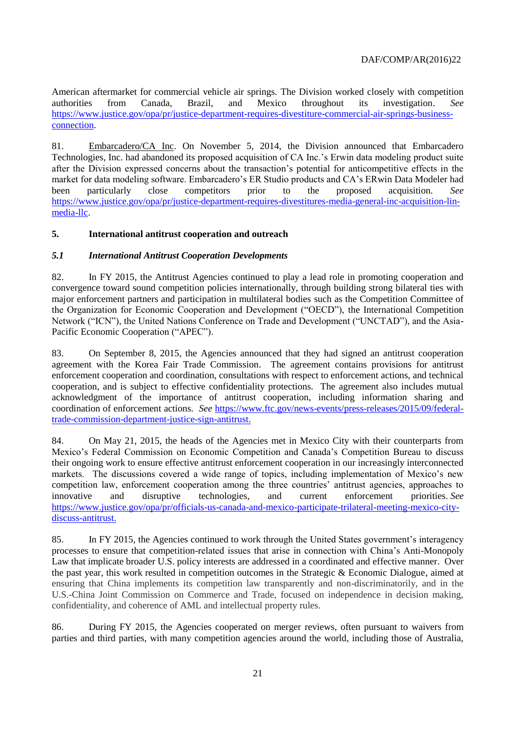American aftermarket for commercial vehicle air springs. The Division worked closely with competition authorities from Canada, Brazil, and Mexico throughout its investigation. *See* https://www.justice.gov/opa/pr/justice-department-requires-divestiture-commercial-air-springs-business-connection.

81. Embarcadero/CA Inc. On November 5, 2014, the Division announced that Embarcadero Technologies, Inc. had abandoned its proposed acquisition of CA Inc.'s Erwin data modeling product suite after the Division expressed concerns about the transaction's potential for anticompetitive effects in the market for data modeling software. Embarcadero's ER Studio products and CA's ERwin Data Modeler had been particularly close competitors prior to the proposed acquisition. *See* https://www.justice.gov/opa/pr/justice-department-requires-divestitures-media-general-inc-acquisition-lin-media-llc.

## 5. International antitrust cooperation and outreach

### *5.1 International Antitrust Cooperation Developments*

82. In FY 2015, the Antitrust Agencies continued to play a lead role in promoting cooperation and convergence toward sound competition policies internationally, through building strong bilateral ties with major enforcement partners and participation in multilateral bodies such as the Competition Committee of the Organization for Economic Cooperation and Development ("OECD"), the International Competition Network ("ICN"), the United Nations Conference on Trade and Development ("UNCTAD"), and the Asia-Pacific Economic Cooperation ("APEC").

83. On September 8, 2015, the Agencies announced that they had signed an antitrust cooperation agreement with the Korea Fair Trade Commission. The agreement contains provisions for antitrust enforcement cooperation and coordination, consultations with respect to enforcement actions, and technical cooperation, and is subject to effective confidentiality protections. The agreement also includes mutual acknowledgment of the importance of antitrust cooperation, including information sharing and coordination of enforcement actions. *See* https://www.ftc.gov/news-events/press-releases/2015/09/federal-trade-commission-department-justice-sign-antitrust.

84. On May 21, 2015, the heads of the Agencies met in Mexico City with their counterparts from Mexico's Federal Commission on Economic Competition and Canada's Competition Bureau to discuss their ongoing work to ensure effective antitrust enforcement cooperation in our increasingly interconnected markets. The discussions covered a wide range of topics, including implementation of Mexico's new competition law, enforcement cooperation among the three countries' antitrust agencies, approaches to innovative and disruptive technologies, and current enforcement priorities. *See* https://www.justice.gov/opa/pr/officials-us-canada-and-mexico-participate-trilateral-meeting-mexico-city-discuss-antitrust.

85. In FY 2015, the Agencies continued to work through the United States government's interagency processes to ensure that competition-related issues that arise in connection with China's Anti-Monopoly Law that implicate broader U.S. policy interests are addressed in a coordinated and effective manner. Over the past year, this work resulted in competition outcomes in the Strategic & Economic Dialogue, aimed at ensuring that China implements its competition law transparently and non-discriminatorily, and in the U.S.-China Joint Commission on Commerce and Trade, focused on independence in decision making, confidentiality, and coherence of AML and intellectual property rules.

86. During FY 2015, the Agencies cooperated on merger reviews, often pursuant to waivers from parties and third parties, with many competition agencies around the world, including those of Australia,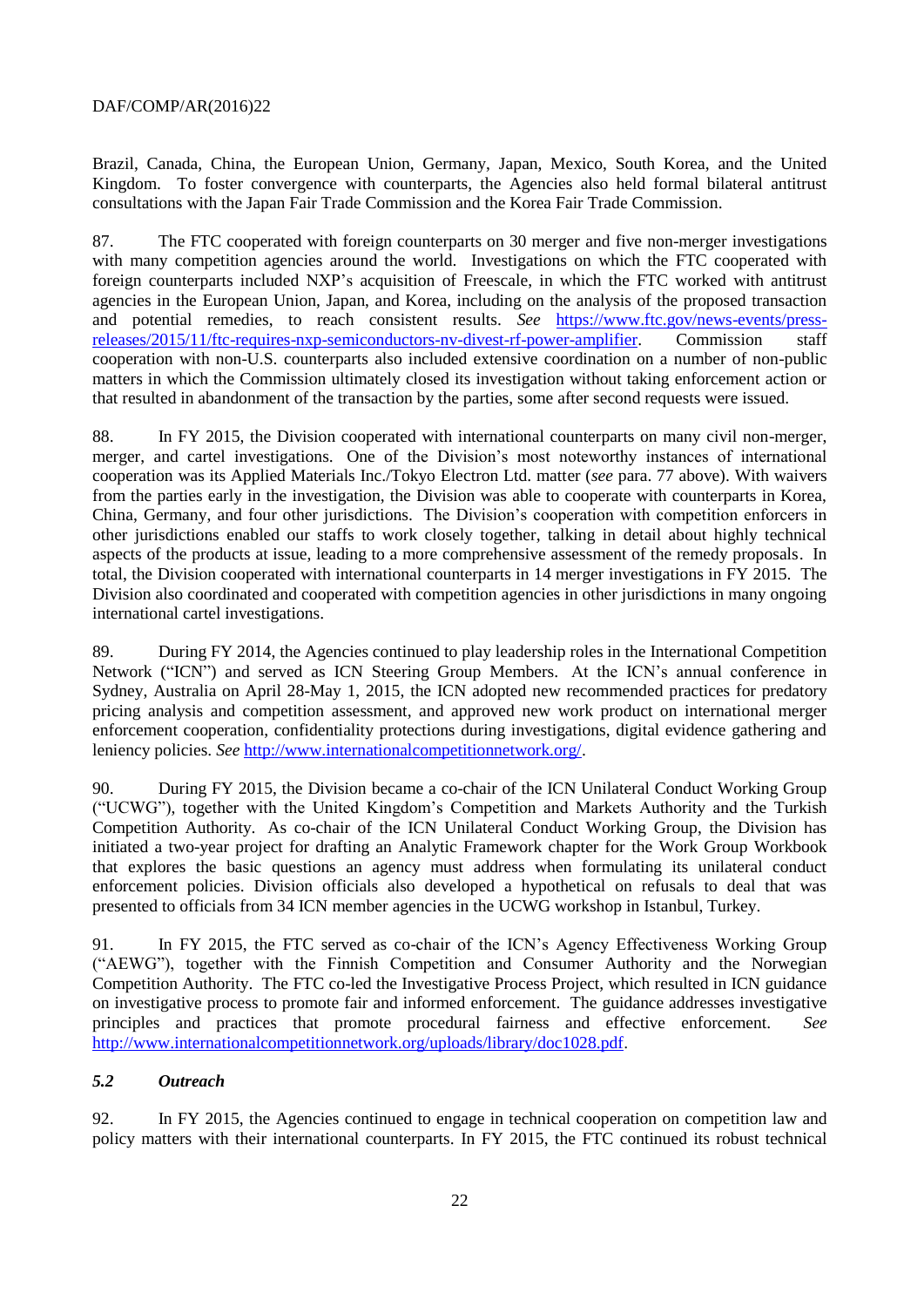Brazil, Canada, China, the European Union, Germany, Japan, Mexico, South Korea, and the United Kingdom. To foster convergence with counterparts, the Agencies also held formal bilateral antitrust consultations with the Japan Fair Trade Commission and the Korea Fair Trade Commission.

87. The FTC cooperated with foreign counterparts on 30 merger and five non-merger investigations with many competition agencies around the world. Investigations on which the FTC cooperated with foreign counterparts included NXP's acquisition of Freescale, in which the FTC worked with antitrust agencies in the European Union, Japan, and Korea, including on the analysis of the proposed transaction and potential remedies, to reach consistent results. *See* https://www.ftc.gov/news-events/press-releases/2015/11/ftc-requires-nxp-semiconductors-nv-divest-rf-power-amplifier. Commission staff cooperation with non-U.S. counterparts also included extensive coordination on a number of non-public matters in which the Commission ultimately closed its investigation without taking enforcement action or that resulted in abandonment of the transaction by the parties, some after second requests were issued.

88. In FY 2015, the Division cooperated with international counterparts on many civil non-merger, merger, and cartel investigations. One of the Division's most noteworthy instances of international cooperation was its Applied Materials Inc./Tokyo Electron Ltd. matter (*see* para. 77 above). With waivers from the parties early in the investigation, the Division was able to cooperate with counterparts in Korea, China, Germany, and four other jurisdictions. The Division's cooperation with competition enforcers in other jurisdictions enabled our staffs to work closely together, talking in detail about highly technical aspects of the products at issue, leading to a more comprehensive assessment of the remedy proposals. In total, the Division cooperated with international counterparts in 14 merger investigations in FY 2015. The Division also coordinated and cooperated with competition agencies in other jurisdictions in many ongoing international cartel investigations.

89. During FY 2014, the Agencies continued to play leadership roles in the International Competition Network ("ICN") and served as ICN Steering Group Members. At the ICN's annual conference in Sydney, Australia on April 28-May 1, 2015, the ICN adopted new recommended practices for predatory pricing analysis and competition assessment, and approved new work product on international merger enforcement cooperation, confidentiality protections during investigations, digital evidence gathering and leniency policies. *See* http://www.internationalcompetitionnetwork.org/.

90. During FY 2015, the Division became a co-chair of the ICN Unilateral Conduct Working Group ("UCWG"), together with the United Kingdom's Competition and Markets Authority and the Turkish Competition Authority. As co-chair of the ICN Unilateral Conduct Working Group, the Division has initiated a two-year project for drafting an Analytic Framework chapter for the Work Group Workbook that explores the basic questions an agency must address when formulating its unilateral conduct enforcement policies. Division officials also developed a hypothetical on refusals to deal that was presented to officials from 34 ICN member agencies in the UCWG workshop in Istanbul, Turkey.

91. In FY 2015, the FTC served as co-chair of the ICN's Agency Effectiveness Working Group ("AEWG"), together with the Finnish Competition and Consumer Authority and the Norwegian Competition Authority. The FTC co-led the Investigative Process Project, which resulted in ICN guidance on investigative process to promote fair and informed enforcement. The guidance addresses investigative principles and practices that promote procedural fairness and effective enforcement. *See* http://www.internationalcompetitionnetwork.org/uploads/library/doc1028.pdf.

### *5.2 Outreach*

92. In FY 2015, the Agencies continued to engage in technical cooperation on competition law and policy matters with their international counterparts. In FY 2015, the FTC continued its robust technical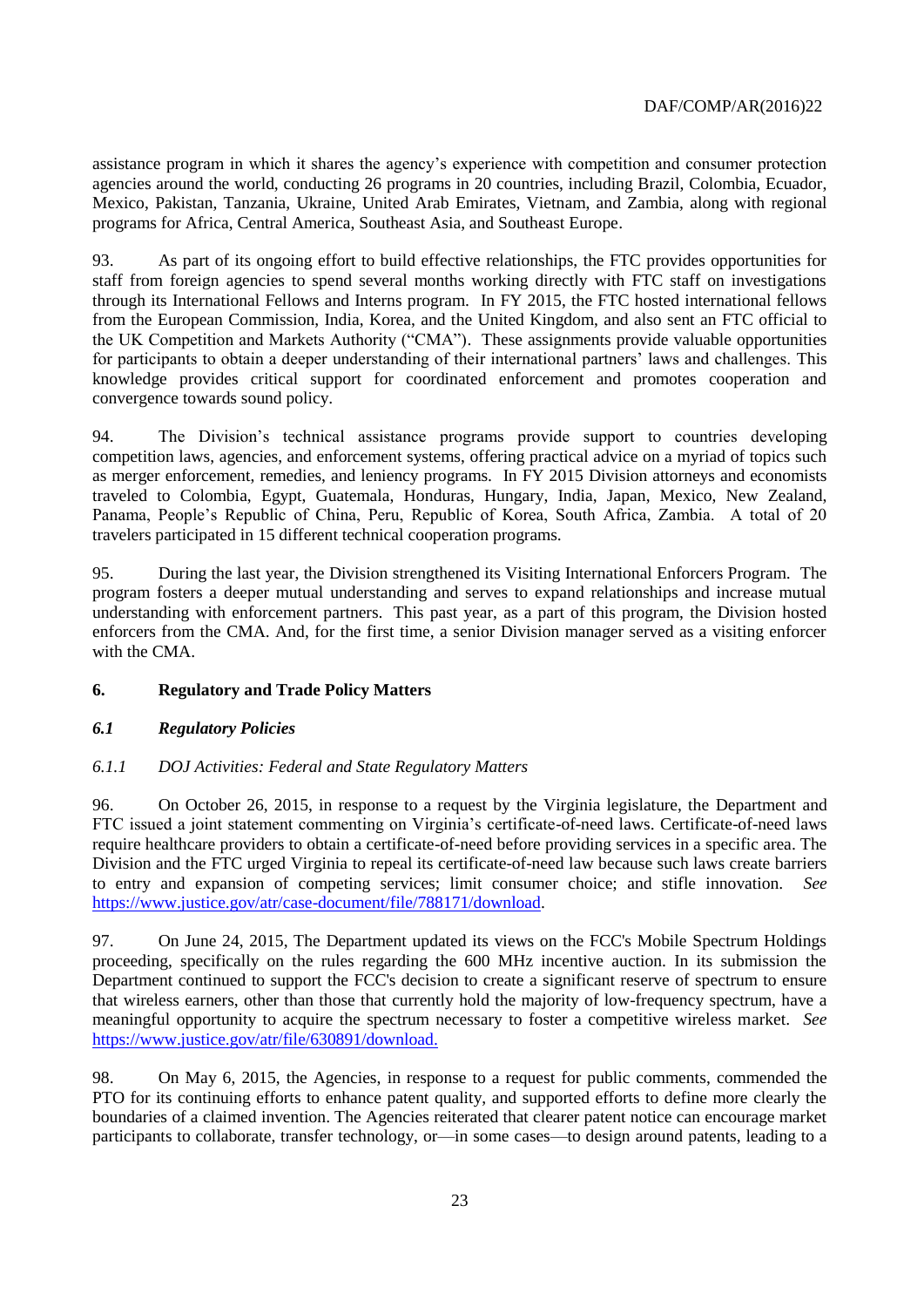assistance program in which it shares the agency's experience with competition and consumer protection agencies around the world, conducting 26 programs in 20 countries, including Brazil, Colombia, Ecuador, Mexico, Pakistan, Tanzania, Ukraine, United Arab Emirates, Vietnam, and Zambia, along with regional programs for Africa, Central America, Southeast Asia, and Southeast Europe.

93. As part of its ongoing effort to build effective relationships, the FTC provides opportunities for staff from foreign agencies to spend several months working directly with FTC staff on investigations through its International Fellows and Interns program. In FY 2015, the FTC hosted international fellows from the European Commission, India, Korea, and the United Kingdom, and also sent an FTC official to the UK Competition and Markets Authority ("CMA"). These assignments provide valuable opportunities for participants to obtain a deeper understanding of their international partners' laws and challenges. This knowledge provides critical support for coordinated enforcement and promotes cooperation and convergence towards sound policy.

94. The Division's technical assistance programs provide support to countries developing competition laws, agencies, and enforcement systems, offering practical advice on a myriad of topics such as merger enforcement, remedies, and leniency programs. In FY 2015 Division attorneys and economists traveled to Colombia, Egypt, Guatemala, Honduras, Hungary, India, Japan, Mexico, New Zealand, Panama, People's Republic of China, Peru, Republic of Korea, South Africa, Zambia. A total of 20 travelers participated in 15 different technical cooperation programs.

95. During the last year, the Division strengthened its Visiting International Enforcers Program. The program fosters a deeper mutual understanding and serves to expand relationships and increase mutual understanding with enforcement partners. This past year, as a part of this program, the Division hosted enforcers from the CMA. And, for the first time, a senior Division manager served as a visiting enforcer with the CMA.

## 6. Regulatory and Trade Policy Matters

### *6.1 Regulatory Policies*

#### *6.1.1 DOJ Activities: Federal and State Regulatory Matters*

96. On October 26, 2015, in response to a request by the Virginia legislature, the Department and FTC issued a joint statement commenting on Virginia's certificate-of-need laws. Certificate-of-need laws require healthcare providers to obtain a certificate-of-need before providing services in a specific area. The Division and the FTC urged Virginia to repeal its certificate-of-need law because such laws create barriers to entry and expansion of competing services; limit consumer choice; and stifle innovation. *See* https://www.justice.gov/atr/case-document/file/788171/download.

97. On June 24, 2015, The Department updated its views on the FCC's Mobile Spectrum Holdings proceeding, specifically on the rules regarding the 600 MHz incentive auction. In its submission the Department continued to support the FCC's decision to create a significant reserve of spectrum to ensure that wireless earners, other than those that currently hold the majority of low-frequency spectrum, have a meaningful opportunity to acquire the spectrum necessary to foster a competitive wireless market. *See* https://www.justice.gov/atr/file/630891/download.

98. On May 6, 2015, the Agencies, in response to a request for public comments, commended the PTO for its continuing efforts to enhance patent quality, and supported efforts to define more clearly the boundaries of a claimed invention. The Agencies reiterated that clearer patent notice can encourage market participants to collaborate, transfer technology, or—in some cases—to design around patents, leading to a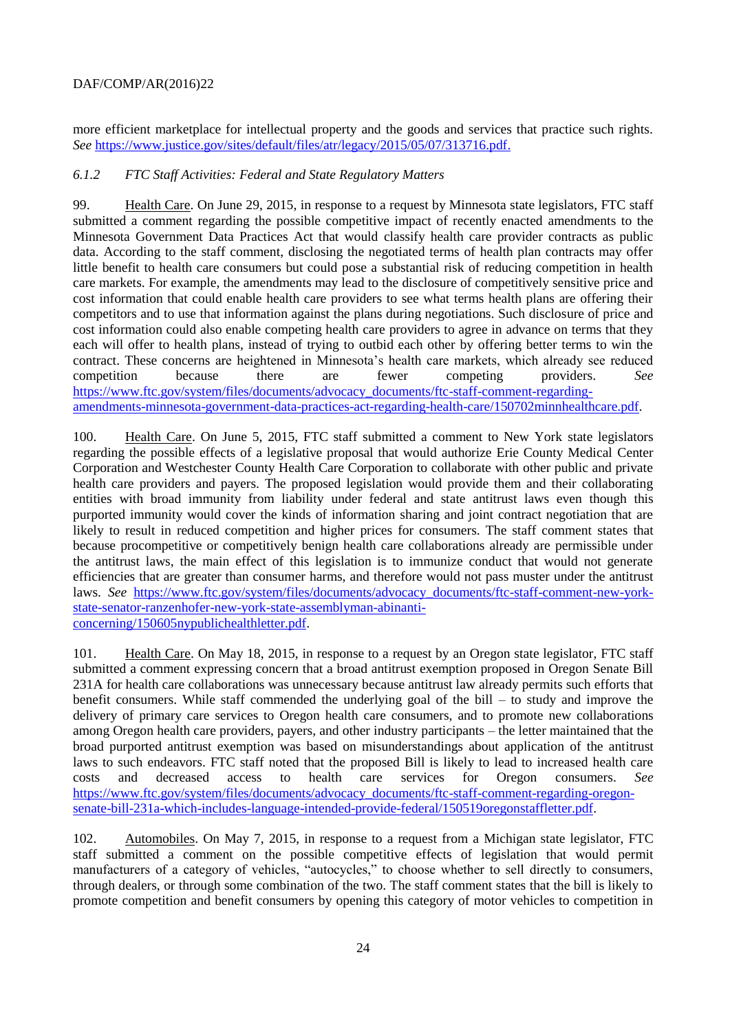more efficient marketplace for intellectual property and the goods and services that practice such rights. *See* https://www.justice.gov/sites/default/files/atr/legacy/2015/05/07/313716.pdf.

### *6.1.2 FTC Staff Activities: Federal and State Regulatory Matters*

99. Health Care. On June 29, 2015, in response to a request by Minnesota state legislators, FTC staff submitted a comment regarding the possible competitive impact of recently enacted amendments to the Minnesota Government Data Practices Act that would classify health care provider contracts as public data. According to the staff comment, disclosing the negotiated terms of health plan contracts may offer little benefit to health care consumers but could pose a substantial risk of reducing competition in health care markets. For example, the amendments may lead to the disclosure of competitively sensitive price and cost information that could enable health care providers to see what terms health plans are offering their competitors and to use that information against the plans during negotiations. Such disclosure of price and cost information could also enable competing health care providers to agree in advance on terms that they each will offer to health plans, instead of trying to outbid each other by offering better terms to win the contract. These concerns are heightened in Minnesota's health care markets, which already see reduced competition because there are fewer competing providers. *See* https://www.ftc.gov/system/files/documents/advocacy_documents/ftc-staff-comment-regarding-amendments-minnesota-government-data-practices-act-regarding-health-care/150702minnhealthcare.pdf.

100. Health Care. On June 5, 2015, FTC staff submitted a comment to New York state legislators regarding the possible effects of a legislative proposal that would authorize Erie County Medical Center Corporation and Westchester County Health Care Corporation to collaborate with other public and private health care providers and payers. The proposed legislation would provide them and their collaborating entities with broad immunity from liability under federal and state antitrust laws even though this purported immunity would cover the kinds of information sharing and joint contract negotiation that are likely to result in reduced competition and higher prices for consumers. The staff comment states that because procompetitive or competitively benign health care collaborations already are permissible under the antitrust laws, the main effect of this legislation is to immunize conduct that would not generate efficiencies that are greater than consumer harms, and therefore would not pass muster under the antitrust laws. *See* https://www.ftc.gov/system/files/documents/advocacy_documents/ftc-staff-comment-new-york-state-senator-ranzenhofer-new-york-state-assemblyman-abinanti-concerning/150605nypublichealthletter.pdf.

101. Health Care. On May 18, 2015, in response to a request by an Oregon state legislator, FTC staff submitted a comment expressing concern that a broad antitrust exemption proposed in Oregon Senate Bill 231A for health care collaborations was unnecessary because antitrust law already permits such efforts that benefit consumers. While staff commended the underlying goal of the bill – to study and improve the delivery of primary care services to Oregon health care consumers, and to promote new collaborations among Oregon health care providers, payers, and other industry participants – the letter maintained that the broad purported antitrust exemption was based on misunderstandings about application of the antitrust laws to such endeavors. FTC staff noted that the proposed Bill is likely to lead to increased health care costs and decreased access to health care services for Oregon consumers. *See* https://www.ftc.gov/system/files/documents/advocacy_documents/ftc-staff-comment-regarding-oregon-senate-bill-231a-which-includes-language-intended-provide-federal/150519oregonstaffletter.pdf.

102. Automobiles. On May 7, 2015, in response to a request from a Michigan state legislator, FTC staff submitted a comment on the possible competitive effects of legislation that would permit manufacturers of a category of vehicles, "autocycles," to choose whether to sell directly to consumers, through dealers, or through some combination of the two. The staff comment states that the bill is likely to promote competition and benefit consumers by opening this category of motor vehicles to competition in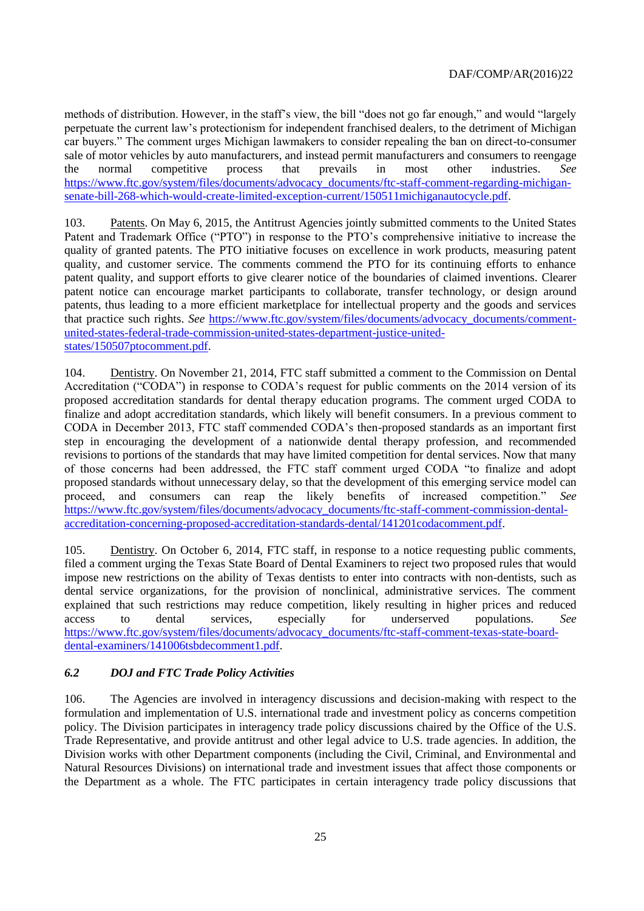methods of distribution. However, in the staff's view, the bill "does not go far enough," and would "largely perpetuate the current law's protectionism for independent franchised dealers, to the detriment of Michigan car buyers." The comment urges Michigan lawmakers to consider repealing the ban on direct-to-consumer sale of motor vehicles by auto manufacturers, and instead permit manufacturers and consumers to reengage the normal competitive process that prevails in most other industries. *See* https://www.ftc.gov/system/files/documents/advocacy_documents/ftc-staff-comment-regarding-michigan-senate-bill-268-which-would-create-limited-exception-current/150511michiganautocycle.pdf.

103. Patents. On May 6, 2015, the Antitrust Agencies jointly submitted comments to the United States Patent and Trademark Office ("PTO") in response to the PTO's comprehensive initiative to increase the quality of granted patents. The PTO initiative focuses on excellence in work products, measuring patent quality, and customer service. The comments commend the PTO for its continuing efforts to enhance patent quality, and support efforts to give clearer notice of the boundaries of claimed inventions. Clearer patent notice can encourage market participants to collaborate, transfer technology, or design around patents, thus leading to a more efficient marketplace for intellectual property and the goods and services that practice such rights. *See* https://www.ftc.gov/system/files/documents/advocacy_documents/comment-united-states-federal-trade-commission-united-states-department-justice-united-states/150507ptocomment.pdf.

104. Dentistry. On November 21, 2014, FTC staff submitted a comment to the Commission on Dental Accreditation ("CODA") in response to CODA's request for public comments on the 2014 version of its proposed accreditation standards for dental therapy education programs. The comment urged CODA to finalize and adopt accreditation standards, which likely will benefit consumers. In a previous comment to CODA in December 2013, FTC staff commended CODA's then-proposed standards as an important first step in encouraging the development of a nationwide dental therapy profession, and recommended revisions to portions of the standards that may have limited competition for dental services. Now that many of those concerns had been addressed, the FTC staff comment urged CODA "to finalize and adopt proposed standards without unnecessary delay, so that the development of this emerging service model can proceed, and consumers can reap the likely benefits of increased competition." *See* https://www.ftc.gov/system/files/documents/advocacy_documents/ftc-staff-comment-commission-dental-accreditation-concerning-proposed-accreditation-standards-dental/141201codacomment.pdf.

105. Dentistry. On October 6, 2014, FTC staff, in response to a notice requesting public comments, filed a comment urging the Texas State Board of Dental Examiners to reject two proposed rules that would impose new restrictions on the ability of Texas dentists to enter into contracts with non-dentists, such as dental service organizations, for the provision of nonclinical, administrative services. The comment explained that such restrictions may reduce competition, likely resulting in higher prices and reduced access to dental services, especially for underserved populations. *See* https://www.ftc.gov/system/files/documents/advocacy_documents/ftc-staff-comment-texas-state-board-dental-examiners/141006tsbdecomment1.pdf.

### *6.2 DOJ and FTC Trade Policy Activities*

106. The Agencies are involved in interagency discussions and decision-making with respect to the formulation and implementation of U.S. international trade and investment policy as concerns competition policy. The Division participates in interagency trade policy discussions chaired by the Office of the U.S. Trade Representative, and provide antitrust and other legal advice to U.S. trade agencies. In addition, the Division works with other Department components (including the Civil, Criminal, and Environmental and Natural Resources Divisions) on international trade and investment issues that affect those components or the Department as a whole. The FTC participates in certain interagency trade policy discussions that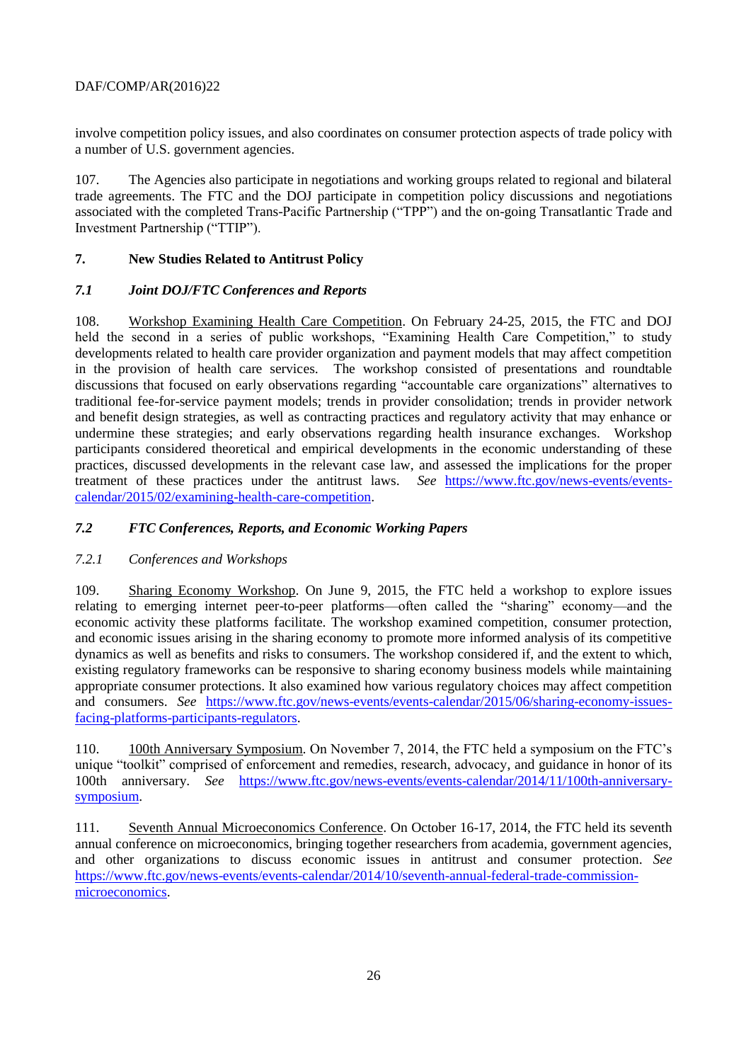involve competition policy issues, and also coordinates on consumer protection aspects of trade policy with a number of U.S. government agencies.

107. The Agencies also participate in negotiations and working groups related to regional and bilateral trade agreements. The FTC and the DOJ participate in competition policy discussions and negotiations associated with the completed Trans-Pacific Partnership ("TPP") and the on-going Transatlantic Trade and Investment Partnership ("TTIP").

## 7. New Studies Related to Antitrust Policy

### *7.1 Joint DOJ/FTC Conferences and Reports*

108. Workshop Examining Health Care Competition. On February 24-25, 2015, the FTC and DOJ held the second in a series of public workshops, "Examining Health Care Competition," to study developments related to health care provider organization and payment models that may affect competition in the provision of health care services. The workshop consisted of presentations and roundtable discussions that focused on early observations regarding "accountable care organizations" alternatives to traditional fee-for-service payment models; trends in provider consolidation; trends in provider network and benefit design strategies, as well as contracting practices and regulatory activity that may enhance or undermine these strategies; and early observations regarding health insurance exchanges. Workshop participants considered theoretical and empirical developments in the economic understanding of these practices, discussed developments in the relevant case law, and assessed the implications for the proper treatment of these practices under the antitrust laws. *See* https://www.ftc.gov/news-events/events-calendar/2015/02/examining-health-care-competition.

### *7.2 FTC Conferences, Reports, and Economic Working Papers*

#### *7.2.1 Conferences and Workshops*

109. Sharing Economy Workshop. On June 9, 2015, the FTC held a workshop to explore issues relating to emerging internet peer-to-peer platforms—often called the "sharing" economy—and the economic activity these platforms facilitate. The workshop examined competition, consumer protection, and economic issues arising in the sharing economy to promote more informed analysis of its competitive dynamics as well as benefits and risks to consumers. The workshop considered if, and the extent to which, existing regulatory frameworks can be responsive to sharing economy business models while maintaining appropriate consumer protections. It also examined how various regulatory choices may affect competition and consumers. *See* https://www.ftc.gov/news-events/events-calendar/2015/06/sharing-economy-issues-facing-platforms-participants-regulators.

110. 100th Anniversary Symposium. On November 7, 2014, the FTC held a symposium on the FTC's unique "toolkit" comprised of enforcement and remedies, research, advocacy, and guidance in honor of its 100th anniversary. *See* https://www.ftc.gov/news-events/events-calendar/2014/11/100th-anniversary-symposium.

111. Seventh Annual Microeconomics Conference. On October 16-17, 2014, the FTC held its seventh annual conference on microeconomics, bringing together researchers from academia, government agencies, and other organizations to discuss economic issues in antitrust and consumer protection. *See* https://www.ftc.gov/news-events/events-calendar/2014/10/seventh-annual-federal-trade-commission-microeconomics.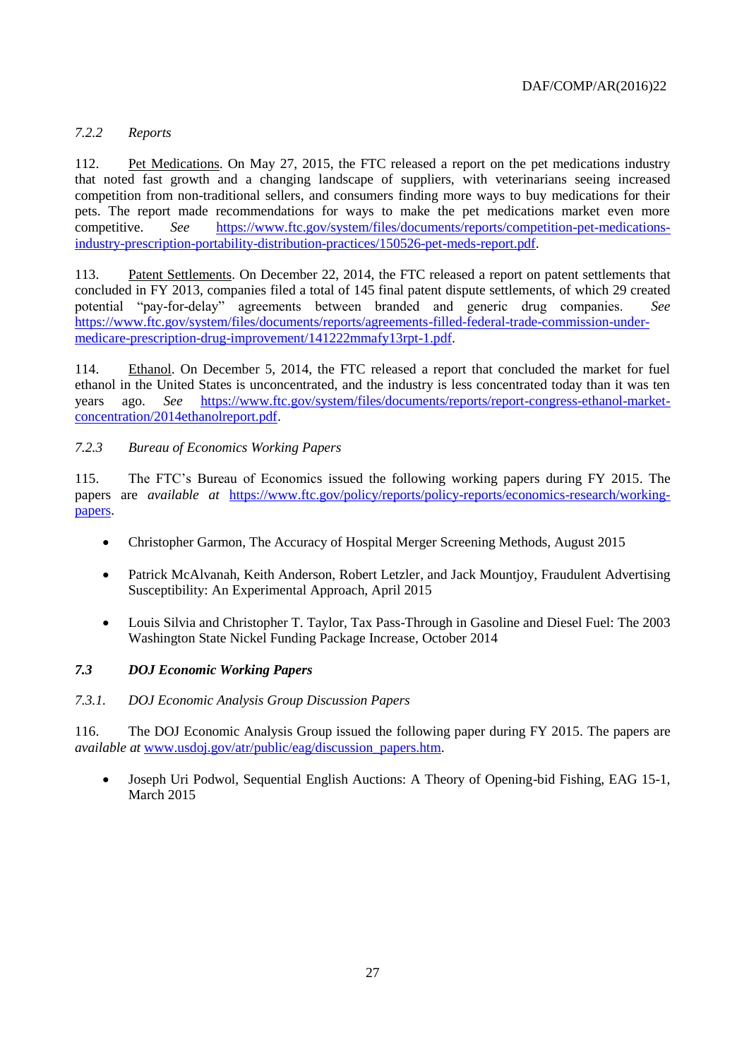### *7.2.2 Reports*

112. Pet Medications. On May 27, 2015, the FTC released a report on the pet medications industry that noted fast growth and a changing landscape of suppliers, with veterinarians seeing increased competition from non-traditional sellers, and consumers finding more ways to buy medications for their pets. The report made recommendations for ways to make the pet medications market even more competitive. *See* https://www.ftc.gov/system/files/documents/reports/competition-pet-medications-industry-prescription-portability-distribution-practices/150526-pet-meds-report.pdf.

113. Patent Settlements. On December 22, 2014, the FTC released a report on patent settlements that concluded in FY 2013, companies filed a total of 145 final patent dispute settlements, of which 29 created potential "pay-for-delay" agreements between branded and generic drug companies. *See* https://www.ftc.gov/system/files/documents/reports/agreements-filled-federal-trade-commission-under-medicare-prescription-drug-improvement/141222mmafy13rpt-1.pdf.

114. Ethanol. On December 5, 2014, the FTC released a report that concluded the market for fuel ethanol in the United States is unconcentrated, and the industry is less concentrated today than it was ten years ago. *See* https://www.ftc.gov/system/files/documents/reports/report-congress-ethanol-market-concentration/2014ethanolreport.pdf.

### *7.2.3 Bureau of Economics Working Papers*

115. The FTC's Bureau of Economics issued the following working papers during FY 2015. The papers are *available at* https://www.ftc.gov/policy/reports/policy-reports/economics-research/working-papers.

- Christopher Garmon, The Accuracy of Hospital Merger Screening Methods, August 2015
- Patrick McAlvanah, Keith Anderson, Robert Letzler, and Jack Mountjoy, Fraudulent Advertising Susceptibility: An Experimental Approach, April 2015
- Louis Silvia and Christopher T. Taylor, Tax Pass-Through in Gasoline and Diesel Fuel: The 2003 Washington State Nickel Funding Package Increase, October 2014

## ***7.3 DOJ Economic Working Papers***

### *7.3.1. DOJ Economic Analysis Group Discussion Papers*

116. The DOJ Economic Analysis Group issued the following paper during FY 2015. The papers are *available at* www.usdoj.gov/atr/public/eag/discussion_papers.htm.

- Joseph Uri Podwol, Sequential English Auctions: A Theory of Opening-bid Fishing, EAG 15-1, March 2015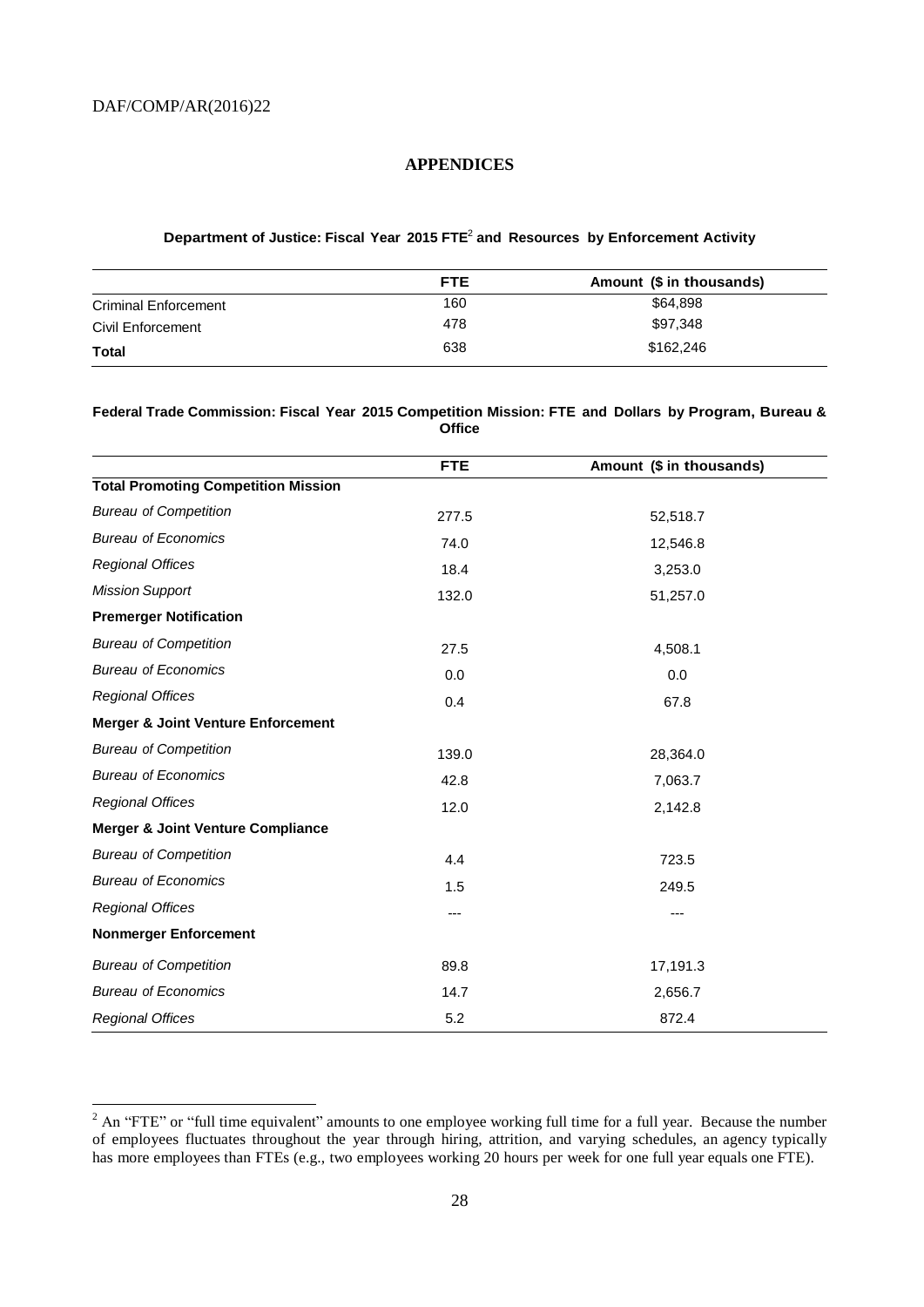## APPENDICES

**Department of Justice: Fiscal Year 2015 FTE[2] and Resources by Enforcement Activity**

| | FTE | Amount ($ in thousands) |
|---|---|---|
| Criminal Enforcement | 160 | $64,898 |
| Civil Enforcement | 478 | $97,348 |
| **Total** | 638 | $162,246 |

**Federal Trade Commission: Fiscal Year 2015 Competition Mission: FTE and Dollars by Program, Bureau & Office**

| | FTE | Amount ($ in thousands) |
|---|---|---|
| **Total Promoting Competition Mission** | | |
| *Bureau of Competition* | 277.5 | 52,518.7 |
| *Bureau of Economics* | 74.0 | 12,546.8 |
| *Regional Offices* | 18.4 | 3,253.0 |
| *Mission Support* | 132.0 | 51,257.0 |
| **Premerger Notification** | | |
| *Bureau of Competition* | 27.5 | 4,508.1 |
| *Bureau of Economics* | 0.0 | 0.0 |
| *Regional Offices* | 0.4 | 67.8 |
| **Merger & Joint Venture Enforcement** | | |
| *Bureau of Competition* | 139.0 | 28,364.0 |
| *Bureau of Economics* | 42.8 | 7,063.7 |
| *Regional Offices* | 12.0 | 2,142.8 |
| **Merger & Joint Venture Compliance** | | |
| *Bureau of Competition* | 4.4 | 723.5 |
| *Bureau of Economics* | 1.5 | 249.5 |
| *Regional Offices* | --- | --- |
| **Nonmerger Enforcement** | | |
| *Bureau of Competition* | 89.8 | 17,191.3 |
| *Bureau of Economics* | 14.7 | 2,656.7 |
| *Regional Offices* | 5.2 | 872.4 |

[2] An "FTE" or "full time equivalent" amounts to one employee working full time for a full year. Because the number of employees fluctuates throughout the year through hiring, attrition, and varying schedules, an agency typically has more employees than FTEs (e.g., two employees working 20 hours per week for one full year equals one FTE).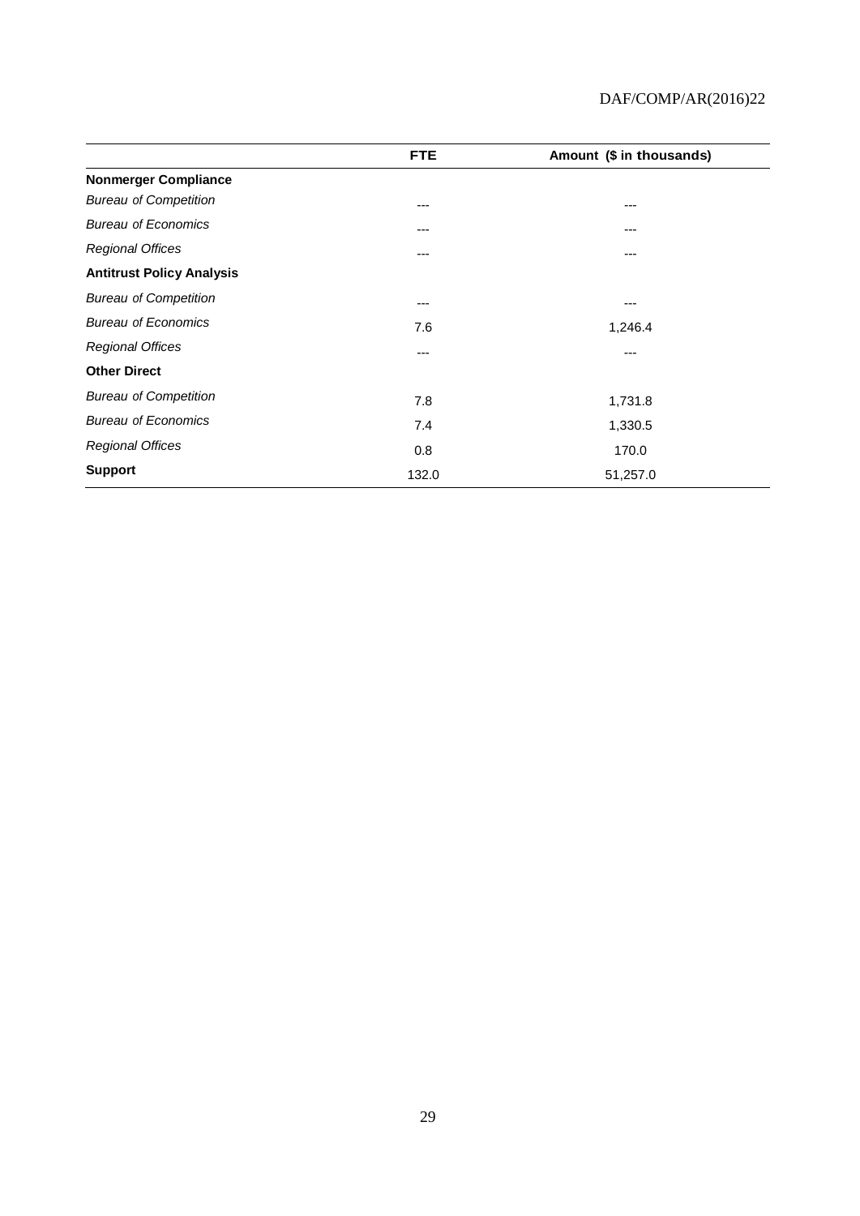| | FTE | Amount ($ in thousands) |
|---|---|---|
| **Nonmerger Compliance** | | |
| *Bureau of Competition* | --- | --- |
| *Bureau of Economics* | --- | --- |
| *Regional Offices* | --- | --- |
| **Antitrust Policy Analysis** | | |
| *Bureau of Competition* | --- | --- |
| *Bureau of Economics* | 7.6 | 1,246.4 |
| *Regional Offices* | --- | --- |
| **Other Direct** | | |
| *Bureau of Competition* | 7.8 | 1,731.8 |
| *Bureau of Economics* | 7.4 | 1,330.5 |
| *Regional Offices* | 0.8 | 170.0 |
| **Support** | 132.0 | 51,257.0 |